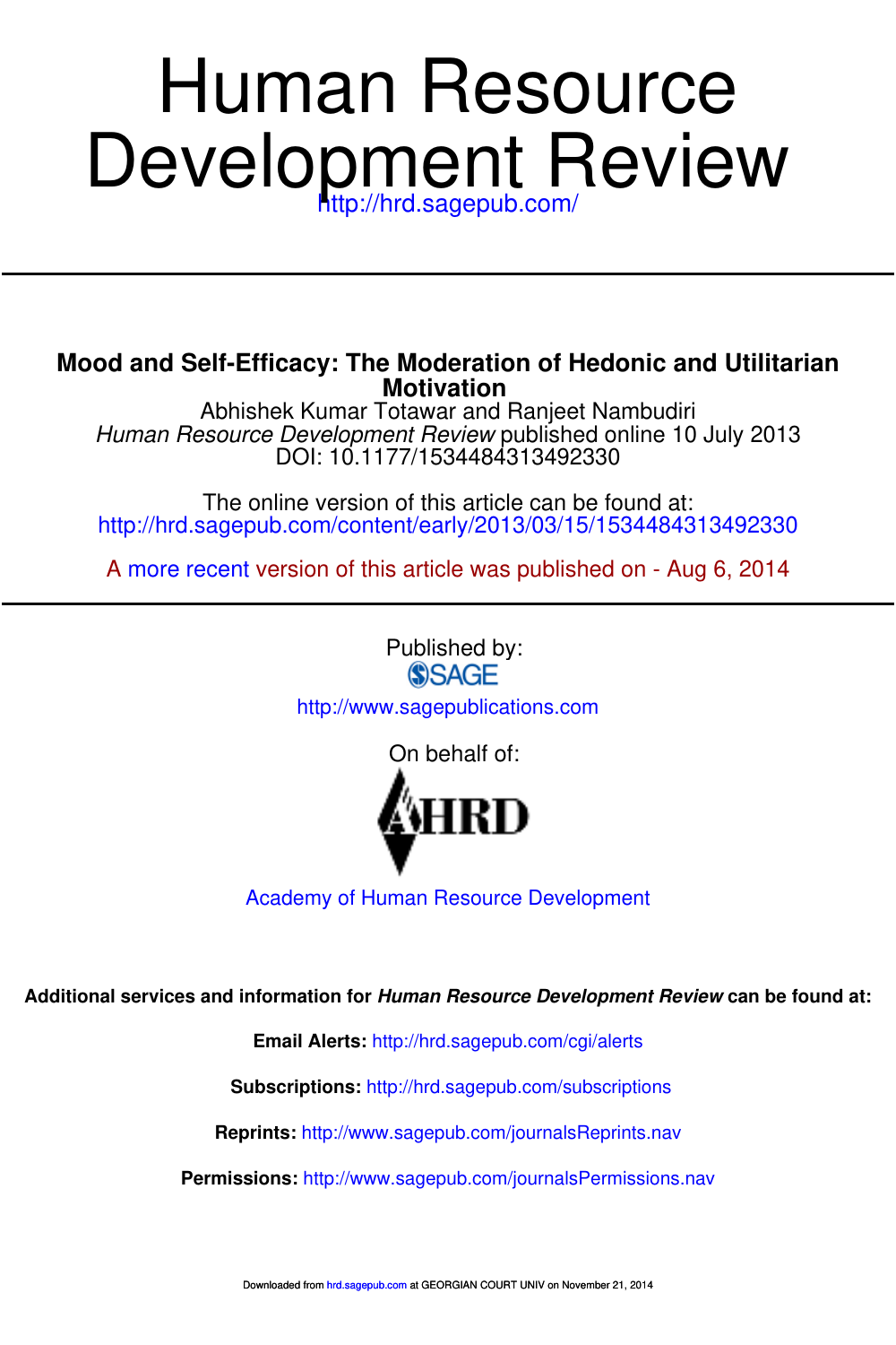# Human Resource Development Review

http://hrd.sagepub.com/

## Mood and Self-Efficacy: The Moderation of Hedonic and Utilitarian Motivation

Abhishek Kumar Totawar and Ranjeet Nambudiri

*Human Resource Development Review* published online 10 July 2013

DOI: 10.1177/1534484313492330

The online version of this article can be found at:

http://hrd.sagepub.com/content/early/2013/03/15/1534484313492330

A more recent version of this article was published on - Aug 6, 2014

Published by:

SAGE

http://www.sagepublications.com

On behalf of:

AHRD

Academy of Human Resource Development

**Additional services and information for *Human Resource Development Review* can be found at:**

**Email Alerts:** http://hrd.sagepub.com/cgi/alerts

**Subscriptions:** http://hrd.sagepub.com/subscriptions

**Reprints:** http://www.sagepub.com/journalsReprints.nav

**Permissions:** http://www.sagepub.com/journalsPermissions.nav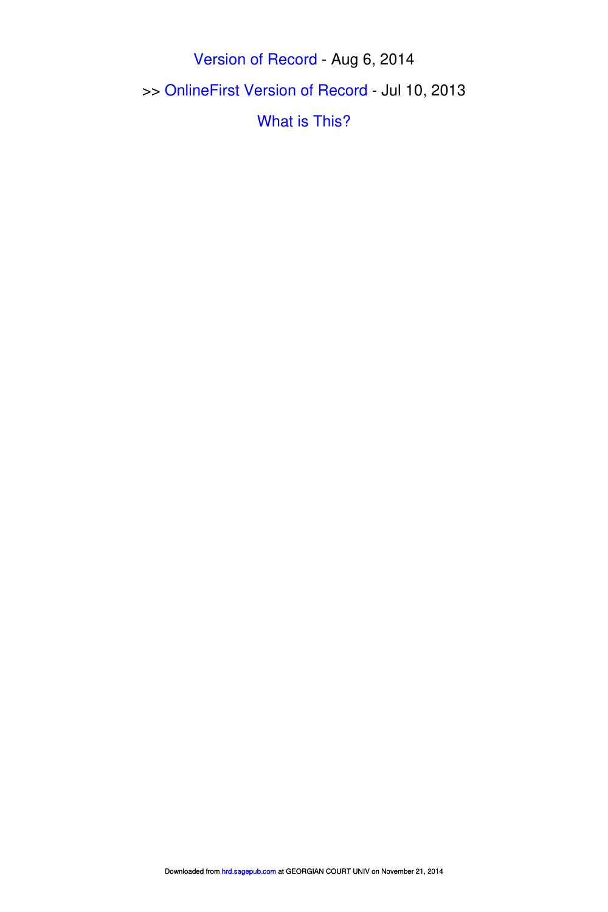Version of Record - Aug 6, 2014

>> OnlineFirst Version of Record - Jul 10, 2013

What is This?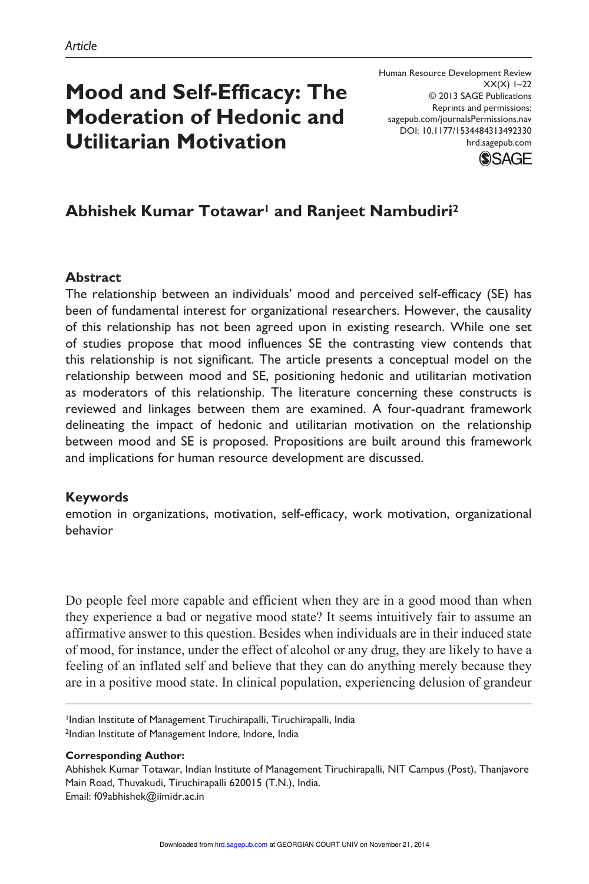*Article*

# Mood and Self-Efficacy: The Moderation of Hedonic and Utilitarian Motivation

Human Resource Development Review
XX(X) 1–22
© 2013 SAGE Publications
Reprints and permissions:
sagepub.com/journalsPermissions.nav
DOI: 10.1177/1534484313492330
hrd.sagepub.com

**Abhishek Kumar Totawar[1] and Ranjeet Nambudiri[2]**

## Abstract

The relationship between an individuals' mood and perceived self-efficacy (SE) has been of fundamental interest for organizational researchers. However, the causality of this relationship has not been agreed upon in existing research. While one set of studies propose that mood influences SE the contrasting view contends that this relationship is not significant. The article presents a conceptual model on the relationship between mood and SE, positioning hedonic and utilitarian motivation as moderators of this relationship. The literature concerning these constructs is reviewed and linkages between them are examined. A four-quadrant framework delineating the impact of hedonic and utilitarian motivation on the relationship between mood and SE is proposed. Propositions are built around this framework and implications for human resource development are discussed.

## Keywords

emotion in organizations, motivation, self-efficacy, work motivation, organizational behavior

Do people feel more capable and efficient when they are in a good mood than when they experience a bad or negative mood state? It seems intuitively fair to assume an affirmative answer to this question. Besides when individuals are in their induced state of mood, for instance, under the effect of alcohol or any drug, they are likely to have a feeling of an inflated self and believe that they can do anything merely because they are in a positive mood state. In clinical population, experiencing delusion of grandeur

[1]Indian Institute of Management Tiruchirapalli, Tiruchirapalli, India
[2]Indian Institute of Management Indore, Indore, India

**Corresponding Author:**
Abhishek Kumar Totawar, Indian Institute of Management Tiruchirapalli, NIT Campus (Post), Thanjavore Main Road, Thuvakudi, Tiruchirapalli 620015 (T.N.), India.
Email: f09abhishek@iimidr.ac.in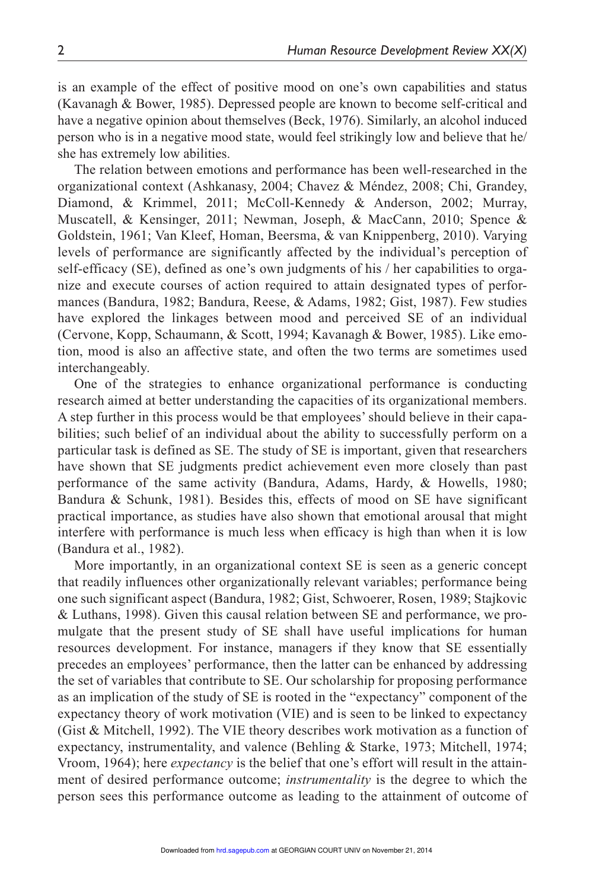is an example of the effect of positive mood on one's own capabilities and status (Kavanagh & Bower, 1985). Depressed people are known to become self-critical and have a negative opinion about themselves (Beck, 1976). Similarly, an alcohol induced person who is in a negative mood state, would feel strikingly low and believe that he/she has extremely low abilities.

The relation between emotions and performance has been well-researched in the organizational context (Ashkanasy, 2004; Chavez & Méndez, 2008; Chi, Grandey, Diamond, & Krimmel, 2011; McColl-Kennedy & Anderson, 2002; Murray, Muscatell, & Kensinger, 2011; Newman, Joseph, & MacCann, 2010; Spence & Goldstein, 1961; Van Kleef, Homan, Beersma, & van Knippenberg, 2010). Varying levels of performance are significantly affected by the individual's perception of self-efficacy (SE), defined as one's own judgments of his / her capabilities to organize and execute courses of action required to attain designated types of performances (Bandura, 1982; Bandura, Reese, & Adams, 1982; Gist, 1987). Few studies have explored the linkages between mood and perceived SE of an individual (Cervone, Kopp, Schaumann, & Scott, 1994; Kavanagh & Bower, 1985). Like emotion, mood is also an affective state, and often the two terms are sometimes used interchangeably.

One of the strategies to enhance organizational performance is conducting research aimed at better understanding the capacities of its organizational members. A step further in this process would be that employees' should believe in their capabilities; such belief of an individual about the ability to successfully perform on a particular task is defined as SE. The study of SE is important, given that researchers have shown that SE judgments predict achievement even more closely than past performance of the same activity (Bandura, Adams, Hardy, & Howells, 1980; Bandura & Schunk, 1981). Besides this, effects of mood on SE have significant practical importance, as studies have also shown that emotional arousal that might interfere with performance is much less when efficacy is high than when it is low (Bandura et al., 1982).

More importantly, in an organizational context SE is seen as a generic concept that readily influences other organizationally relevant variables; performance being one such significant aspect (Bandura, 1982; Gist, Schwoerer, Rosen, 1989; Stajkovic & Luthans, 1998). Given this causal relation between SE and performance, we promulgate that the present study of SE shall have useful implications for human resources development. For instance, managers if they know that SE essentially precedes an employees' performance, then the latter can be enhanced by addressing the set of variables that contribute to SE. Our scholarship for proposing performance as an implication of the study of SE is rooted in the "expectancy" component of the expectancy theory of work motivation (VIE) and is seen to be linked to expectancy (Gist & Mitchell, 1992). The VIE theory describes work motivation as a function of expectancy, instrumentality, and valence (Behling & Starke, 1973; Mitchell, 1974; Vroom, 1964); here *expectancy* is the belief that one's effort will result in the attainment of desired performance outcome; *instrumentality* is the degree to which the person sees this performance outcome as leading to the attainment of outcome of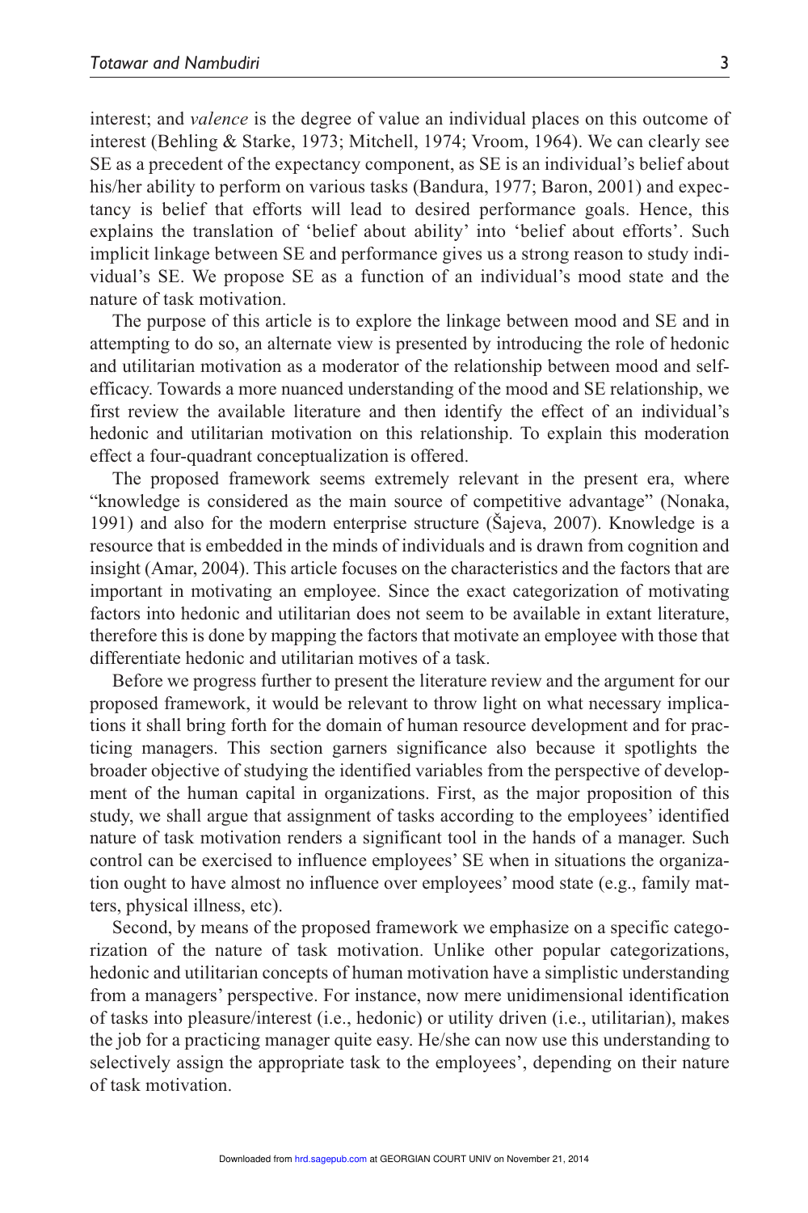interest; and *valence* is the degree of value an individual places on this outcome of interest (Behling & Starke, 1973; Mitchell, 1974; Vroom, 1964). We can clearly see SE as a precedent of the expectancy component, as SE is an individual's belief about his/her ability to perform on various tasks (Bandura, 1977; Baron, 2001) and expectancy is belief that efforts will lead to desired performance goals. Hence, this explains the translation of 'belief about ability' into 'belief about efforts'. Such implicit linkage between SE and performance gives us a strong reason to study individual's SE. We propose SE as a function of an individual's mood state and the nature of task motivation.

The purpose of this article is to explore the linkage between mood and SE and in attempting to do so, an alternate view is presented by introducing the role of hedonic and utilitarian motivation as a moderator of the relationship between mood and self-efficacy. Towards a more nuanced understanding of the mood and SE relationship, we first review the available literature and then identify the effect of an individual's hedonic and utilitarian motivation on this relationship. To explain this moderation effect a four-quadrant conceptualization is offered.

The proposed framework seems extremely relevant in the present era, where "knowledge is considered as the main source of competitive advantage" (Nonaka, 1991) and also for the modern enterprise structure (Šajeva, 2007). Knowledge is a resource that is embedded in the minds of individuals and is drawn from cognition and insight (Amar, 2004). This article focuses on the characteristics and the factors that are important in motivating an employee. Since the exact categorization of motivating factors into hedonic and utilitarian does not seem to be available in extant literature, therefore this is done by mapping the factors that motivate an employee with those that differentiate hedonic and utilitarian motives of a task.

Before we progress further to present the literature review and the argument for our proposed framework, it would be relevant to throw light on what necessary implications it shall bring forth for the domain of human resource development and for practicing managers. This section garners significance also because it spotlights the broader objective of studying the identified variables from the perspective of development of the human capital in organizations. First, as the major proposition of this study, we shall argue that assignment of tasks according to the employees' identified nature of task motivation renders a significant tool in the hands of a manager. Such control can be exercised to influence employees' SE when in situations the organization ought to have almost no influence over employees' mood state (e.g., family matters, physical illness, etc).

Second, by means of the proposed framework we emphasize on a specific categorization of the nature of task motivation. Unlike other popular categorizations, hedonic and utilitarian concepts of human motivation have a simplistic understanding from a managers' perspective. For instance, now mere unidimensional identification of tasks into pleasure/interest (i.e., hedonic) or utility driven (i.e., utilitarian), makes the job for a practicing manager quite easy. He/she can now use this understanding to selectively assign the appropriate task to the employees', depending on their nature of task motivation.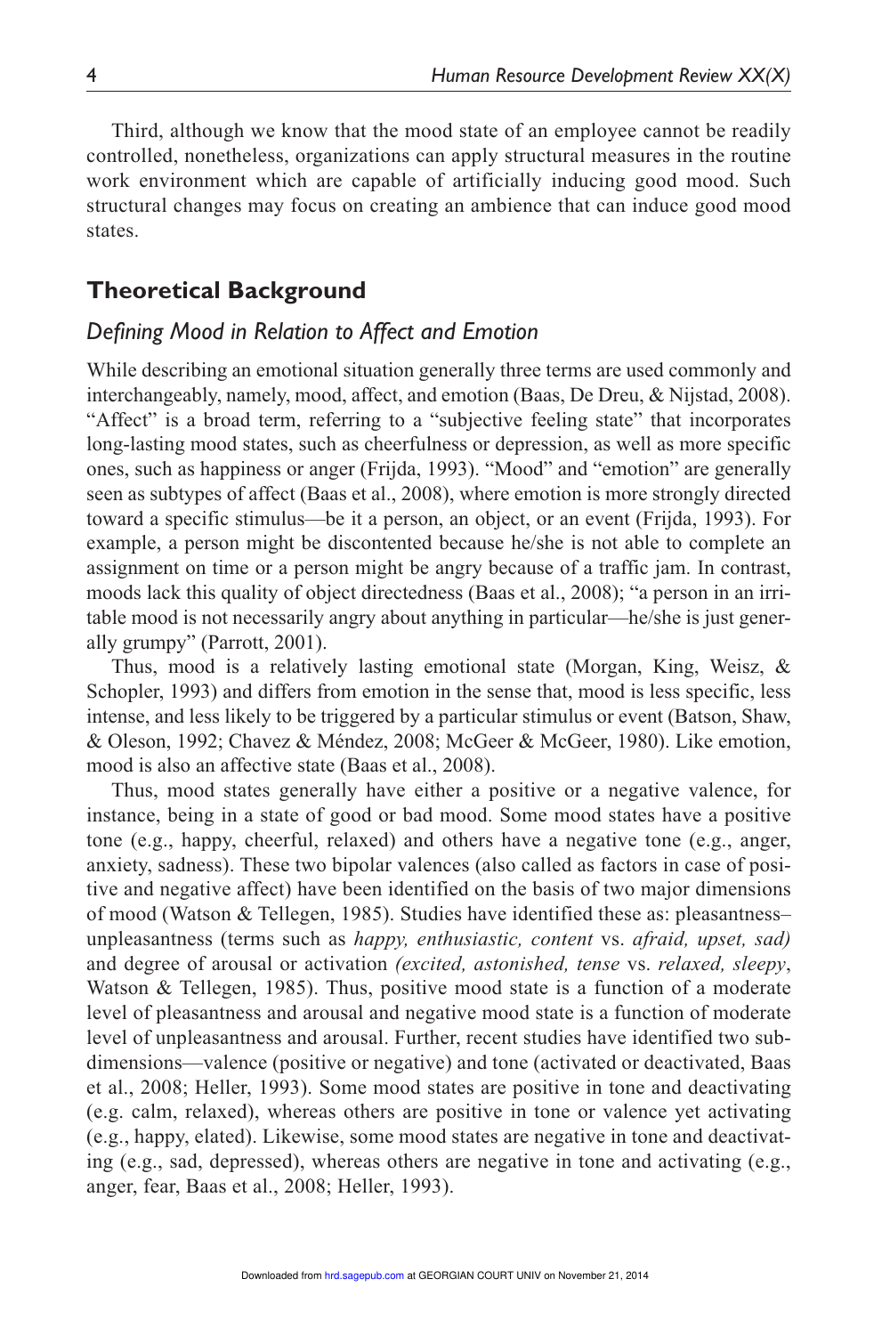Third, although we know that the mood state of an employee cannot be readily controlled, nonetheless, organizations can apply structural measures in the routine work environment which are capable of artificially inducing good mood. Such structural changes may focus on creating an ambience that can induce good mood states.

## Theoretical Background

### *Defining Mood in Relation to Affect and Emotion*

While describing an emotional situation generally three terms are used commonly and interchangeably, namely, mood, affect, and emotion (Baas, De Dreu, & Nijstad, 2008). "Affect" is a broad term, referring to a "subjective feeling state" that incorporates long-lasting mood states, such as cheerfulness or depression, as well as more specific ones, such as happiness or anger (Frijda, 1993). "Mood" and "emotion" are generally seen as subtypes of affect (Baas et al., 2008), where emotion is more strongly directed toward a specific stimulus—be it a person, an object, or an event (Frijda, 1993). For example, a person might be discontented because he/she is not able to complete an assignment on time or a person might be angry because of a traffic jam. In contrast, moods lack this quality of object directedness (Baas et al., 2008); "a person in an irritable mood is not necessarily angry about anything in particular—he/she is just generally grumpy" (Parrott, 2001).

Thus, mood is a relatively lasting emotional state (Morgan, King, Weisz, & Schopler, 1993) and differs from emotion in the sense that, mood is less specific, less intense, and less likely to be triggered by a particular stimulus or event (Batson, Shaw, & Oleson, 1992; Chavez & Méndez, 2008; McGeer & McGeer, 1980). Like emotion, mood is also an affective state (Baas et al., 2008).

Thus, mood states generally have either a positive or a negative valence, for instance, being in a state of good or bad mood. Some mood states have a positive tone (e.g., happy, cheerful, relaxed) and others have a negative tone (e.g., anger, anxiety, sadness). These two bipolar valences (also called as factors in case of positive and negative affect) have been identified on the basis of two major dimensions of mood (Watson & Tellegen, 1985). Studies have identified these as: pleasantness–unpleasantness (terms such as *happy, enthusiastic, content* vs. *afraid, upset, sad)* and degree of arousal or activation *(excited, astonished, tense* vs. *relaxed, sleepy*, Watson & Tellegen, 1985). Thus, positive mood state is a function of a moderate level of pleasantness and arousal and negative mood state is a function of moderate level of unpleasantness and arousal. Further, recent studies have identified two subdimensions—valence (positive or negative) and tone (activated or deactivated, Baas et al., 2008; Heller, 1993). Some mood states are positive in tone and deactivating (e.g. calm, relaxed), whereas others are positive in tone or valence yet activating (e.g., happy, elated). Likewise, some mood states are negative in tone and deactivating (e.g., sad, depressed), whereas others are negative in tone and activating (e.g., anger, fear, Baas et al., 2008; Heller, 1993).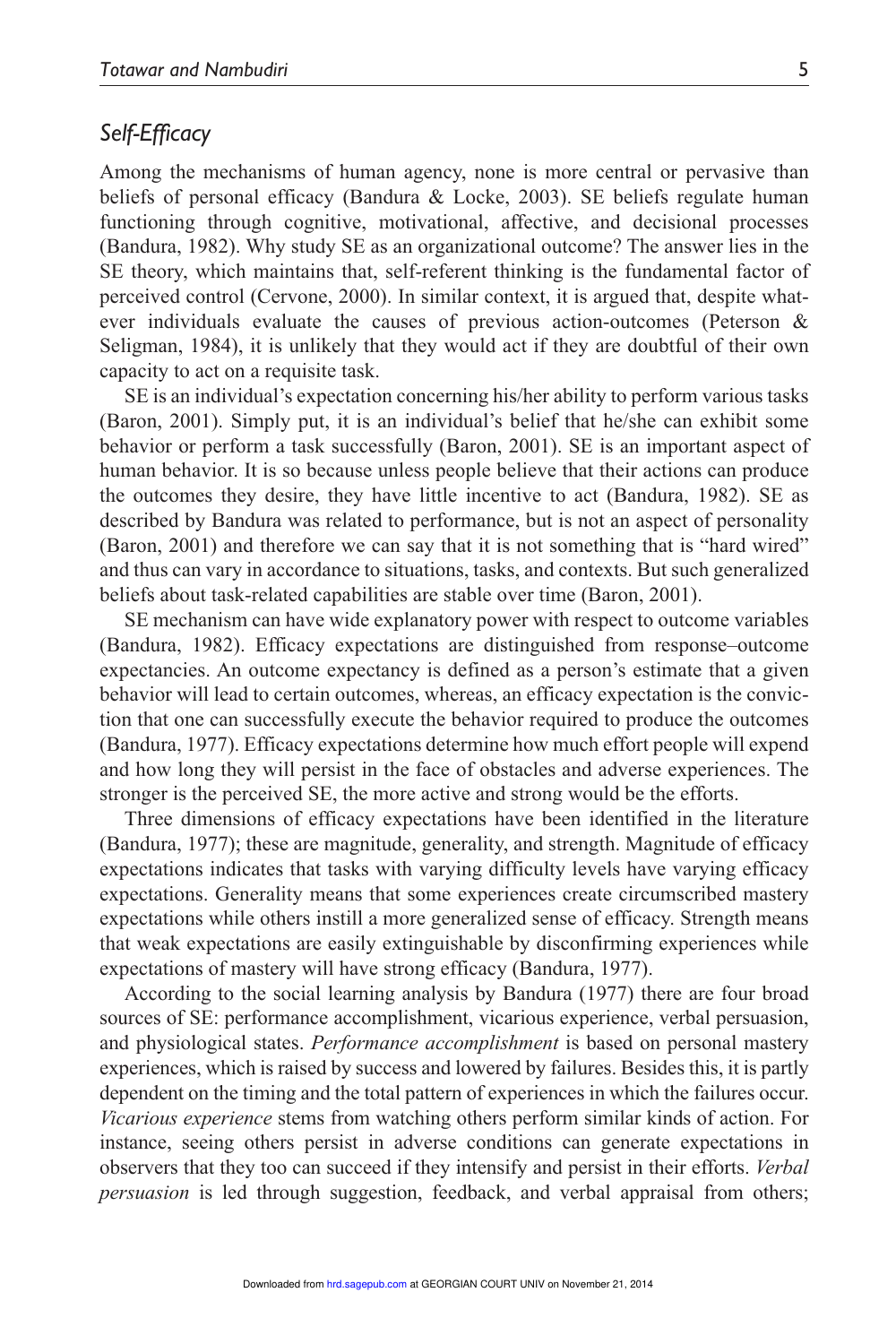## *Self-Efficacy*

Among the mechanisms of human agency, none is more central or pervasive than beliefs of personal efficacy (Bandura & Locke, 2003). SE beliefs regulate human functioning through cognitive, motivational, affective, and decisional processes (Bandura, 1982). Why study SE as an organizational outcome? The answer lies in the SE theory, which maintains that, self-referent thinking is the fundamental factor of perceived control (Cervone, 2000). In similar context, it is argued that, despite whatever individuals evaluate the causes of previous action-outcomes (Peterson & Seligman, 1984), it is unlikely that they would act if they are doubtful of their own capacity to act on a requisite task.

SE is an individual's expectation concerning his/her ability to perform various tasks (Baron, 2001). Simply put, it is an individual's belief that he/she can exhibit some behavior or perform a task successfully (Baron, 2001). SE is an important aspect of human behavior. It is so because unless people believe that their actions can produce the outcomes they desire, they have little incentive to act (Bandura, 1982). SE as described by Bandura was related to performance, but is not an aspect of personality (Baron, 2001) and therefore we can say that it is not something that is "hard wired" and thus can vary in accordance to situations, tasks, and contexts. But such generalized beliefs about task-related capabilities are stable over time (Baron, 2001).

SE mechanism can have wide explanatory power with respect to outcome variables (Bandura, 1982). Efficacy expectations are distinguished from response–outcome expectancies. An outcome expectancy is defined as a person's estimate that a given behavior will lead to certain outcomes, whereas, an efficacy expectation is the conviction that one can successfully execute the behavior required to produce the outcomes (Bandura, 1977). Efficacy expectations determine how much effort people will expend and how long they will persist in the face of obstacles and adverse experiences. The stronger is the perceived SE, the more active and strong would be the efforts.

Three dimensions of efficacy expectations have been identified in the literature (Bandura, 1977); these are magnitude, generality, and strength. Magnitude of efficacy expectations indicates that tasks with varying difficulty levels have varying efficacy expectations. Generality means that some experiences create circumscribed mastery expectations while others instill a more generalized sense of efficacy. Strength means that weak expectations are easily extinguishable by disconfirming experiences while expectations of mastery will have strong efficacy (Bandura, 1977).

According to the social learning analysis by Bandura (1977) there are four broad sources of SE: performance accomplishment, vicarious experience, verbal persuasion, and physiological states. *Performance accomplishment* is based on personal mastery experiences, which is raised by success and lowered by failures. Besides this, it is partly dependent on the timing and the total pattern of experiences in which the failures occur. *Vicarious experience* stems from watching others perform similar kinds of action. For instance, seeing others persist in adverse conditions can generate expectations in observers that they too can succeed if they intensify and persist in their efforts. *Verbal persuasion* is led through suggestion, feedback, and verbal appraisal from others;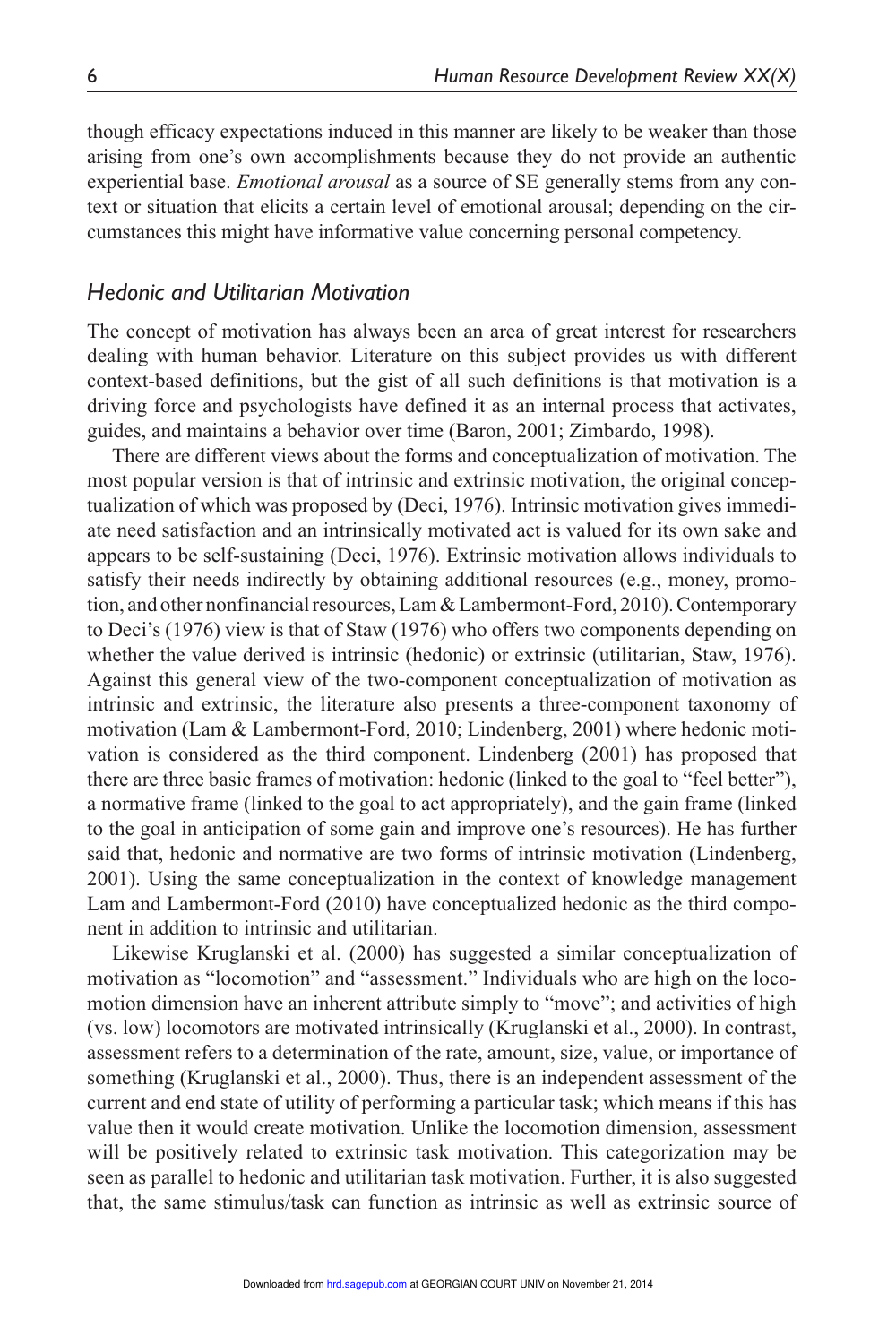though efficacy expectations induced in this manner are likely to be weaker than those arising from one's own accomplishments because they do not provide an authentic experiential base. *Emotional arousal* as a source of SE generally stems from any context or situation that elicits a certain level of emotional arousal; depending on the circumstances this might have informative value concerning personal competency.

## *Hedonic and Utilitarian Motivation*

The concept of motivation has always been an area of great interest for researchers dealing with human behavior. Literature on this subject provides us with different context-based definitions, but the gist of all such definitions is that motivation is a driving force and psychologists have defined it as an internal process that activates, guides, and maintains a behavior over time (Baron, 2001; Zimbardo, 1998).

There are different views about the forms and conceptualization of motivation. The most popular version is that of intrinsic and extrinsic motivation, the original conceptualization of which was proposed by (Deci, 1976). Intrinsic motivation gives immediate need satisfaction and an intrinsically motivated act is valued for its own sake and appears to be self-sustaining (Deci, 1976). Extrinsic motivation allows individuals to satisfy their needs indirectly by obtaining additional resources (e.g., money, promotion, and other nonfinancial resources, Lam & Lambermont-Ford, 2010). Contemporary to Deci's (1976) view is that of Staw (1976) who offers two components depending on whether the value derived is intrinsic (hedonic) or extrinsic (utilitarian, Staw, 1976). Against this general view of the two-component conceptualization of motivation as intrinsic and extrinsic, the literature also presents a three-component taxonomy of motivation (Lam & Lambermont-Ford, 2010; Lindenberg, 2001) where hedonic motivation is considered as the third component. Lindenberg (2001) has proposed that there are three basic frames of motivation: hedonic (linked to the goal to "feel better"), a normative frame (linked to the goal to act appropriately), and the gain frame (linked to the goal in anticipation of some gain and improve one's resources). He has further said that, hedonic and normative are two forms of intrinsic motivation (Lindenberg, 2001). Using the same conceptualization in the context of knowledge management Lam and Lambermont-Ford (2010) have conceptualized hedonic as the third component in addition to intrinsic and utilitarian.

Likewise Kruglanski et al. (2000) has suggested a similar conceptualization of motivation as "locomotion" and "assessment." Individuals who are high on the locomotion dimension have an inherent attribute simply to "move"; and activities of high (vs. low) locomotors are motivated intrinsically (Kruglanski et al., 2000). In contrast, assessment refers to a determination of the rate, amount, size, value, or importance of something (Kruglanski et al., 2000). Thus, there is an independent assessment of the current and end state of utility of performing a particular task; which means if this has value then it would create motivation. Unlike the locomotion dimension, assessment will be positively related to extrinsic task motivation. This categorization may be seen as parallel to hedonic and utilitarian task motivation. Further, it is also suggested that, the same stimulus/task can function as intrinsic as well as extrinsic source of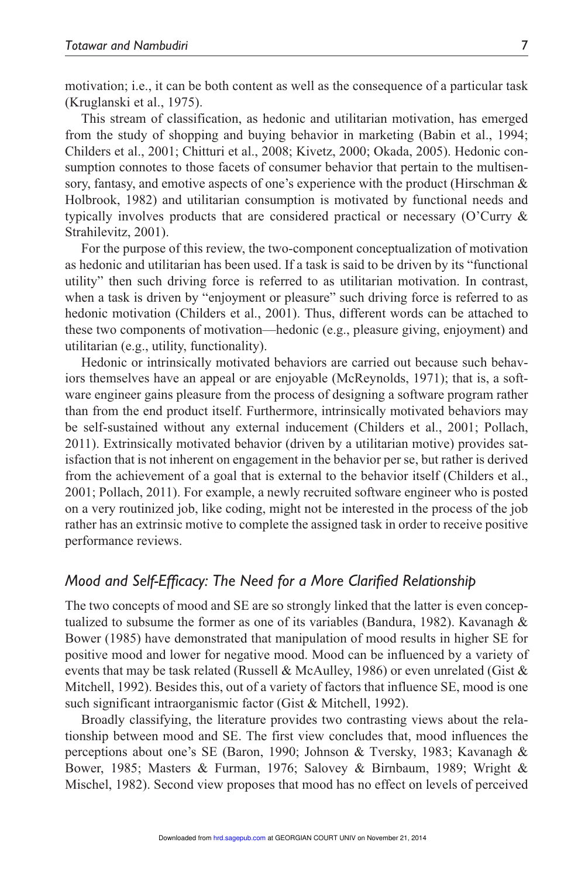motivation; i.e., it can be both content as well as the consequence of a particular task (Kruglanski et al., 1975).

This stream of classification, as hedonic and utilitarian motivation, has emerged from the study of shopping and buying behavior in marketing (Babin et al., 1994; Childers et al., 2001; Chitturi et al., 2008; Kivetz, 2000; Okada, 2005). Hedonic consumption connotes to those facets of consumer behavior that pertain to the multisensory, fantasy, and emotive aspects of one's experience with the product (Hirschman & Holbrook, 1982) and utilitarian consumption is motivated by functional needs and typically involves products that are considered practical or necessary (O'Curry & Strahilevitz, 2001).

For the purpose of this review, the two-component conceptualization of motivation as hedonic and utilitarian has been used. If a task is said to be driven by its "functional utility" then such driving force is referred to as utilitarian motivation. In contrast, when a task is driven by "enjoyment or pleasure" such driving force is referred to as hedonic motivation (Childers et al., 2001). Thus, different words can be attached to these two components of motivation—hedonic (e.g., pleasure giving, enjoyment) and utilitarian (e.g., utility, functionality).

Hedonic or intrinsically motivated behaviors are carried out because such behaviors themselves have an appeal or are enjoyable (McReynolds, 1971); that is, a software engineer gains pleasure from the process of designing a software program rather than from the end product itself. Furthermore, intrinsically motivated behaviors may be self-sustained without any external inducement (Childers et al., 2001; Pollach, 2011). Extrinsically motivated behavior (driven by a utilitarian motive) provides satisfaction that is not inherent on engagement in the behavior per se, but rather is derived from the achievement of a goal that is external to the behavior itself (Childers et al., 2001; Pollach, 2011). For example, a newly recruited software engineer who is posted on a very routinized job, like coding, might not be interested in the process of the job rather has an extrinsic motive to complete the assigned task in order to receive positive performance reviews.

### *Mood and Self-Efficacy: The Need for a More Clarified Relationship*

The two concepts of mood and SE are so strongly linked that the latter is even conceptualized to subsume the former as one of its variables (Bandura, 1982). Kavanagh & Bower (1985) have demonstrated that manipulation of mood results in higher SE for positive mood and lower for negative mood. Mood can be influenced by a variety of events that may be task related (Russell & McAulley, 1986) or even unrelated (Gist & Mitchell, 1992). Besides this, out of a variety of factors that influence SE, mood is one such significant intraorganismic factor (Gist & Mitchell, 1992).

Broadly classifying, the literature provides two contrasting views about the relationship between mood and SE. The first view concludes that, mood influences the perceptions about one's SE (Baron, 1990; Johnson & Tversky, 1983; Kavanagh & Bower, 1985; Masters & Furman, 1976; Salovey & Birnbaum, 1989; Wright & Mischel, 1982). Second view proposes that mood has no effect on levels of perceived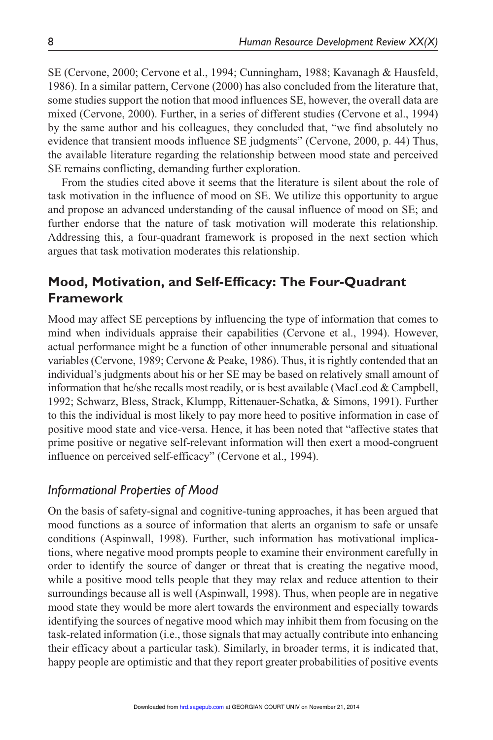SE (Cervone, 2000; Cervone et al., 1994; Cunningham, 1988; Kavanagh & Hausfeld, 1986). In a similar pattern, Cervone (2000) has also concluded from the literature that, some studies support the notion that mood influences SE, however, the overall data are mixed (Cervone, 2000). Further, in a series of different studies (Cervone et al., 1994) by the same author and his colleagues, they concluded that, "we find absolutely no evidence that transient moods influence SE judgments" (Cervone, 2000, p. 44) Thus, the available literature regarding the relationship between mood state and perceived SE remains conflicting, demanding further exploration.

From the studies cited above it seems that the literature is silent about the role of task motivation in the influence of mood on SE. We utilize this opportunity to argue and propose an advanced understanding of the causal influence of mood on SE; and further endorse that the nature of task motivation will moderate this relationship. Addressing this, a four-quadrant framework is proposed in the next section which argues that task motivation moderates this relationship.

## Mood, Motivation, and Self-Efficacy: The Four-Quadrant Framework

Mood may affect SE perceptions by influencing the type of information that comes to mind when individuals appraise their capabilities (Cervone et al., 1994). However, actual performance might be a function of other innumerable personal and situational variables (Cervone, 1989; Cervone & Peake, 1986). Thus, it is rightly contended that an individual's judgments about his or her SE may be based on relatively small amount of information that he/she recalls most readily, or is best available (MacLeod & Campbell, 1992; Schwarz, Bless, Strack, Klumpp, Rittenauer-Schatka, & Simons, 1991). Further to this the individual is most likely to pay more heed to positive information in case of positive mood state and vice-versa. Hence, it has been noted that "affective states that prime positive or negative self-relevant information will then exert a mood-congruent influence on perceived self-efficacy" (Cervone et al., 1994).

### *Informational Properties of Mood*

On the basis of safety-signal and cognitive-tuning approaches, it has been argued that mood functions as a source of information that alerts an organism to safe or unsafe conditions (Aspinwall, 1998). Further, such information has motivational implications, where negative mood prompts people to examine their environment carefully in order to identify the source of danger or threat that is creating the negative mood, while a positive mood tells people that they may relax and reduce attention to their surroundings because all is well (Aspinwall, 1998). Thus, when people are in negative mood state they would be more alert towards the environment and especially towards identifying the sources of negative mood which may inhibit them from focusing on the task-related information (i.e., those signals that may actually contribute into enhancing their efficacy about a particular task). Similarly, in broader terms, it is indicated that, happy people are optimistic and that they report greater probabilities of positive events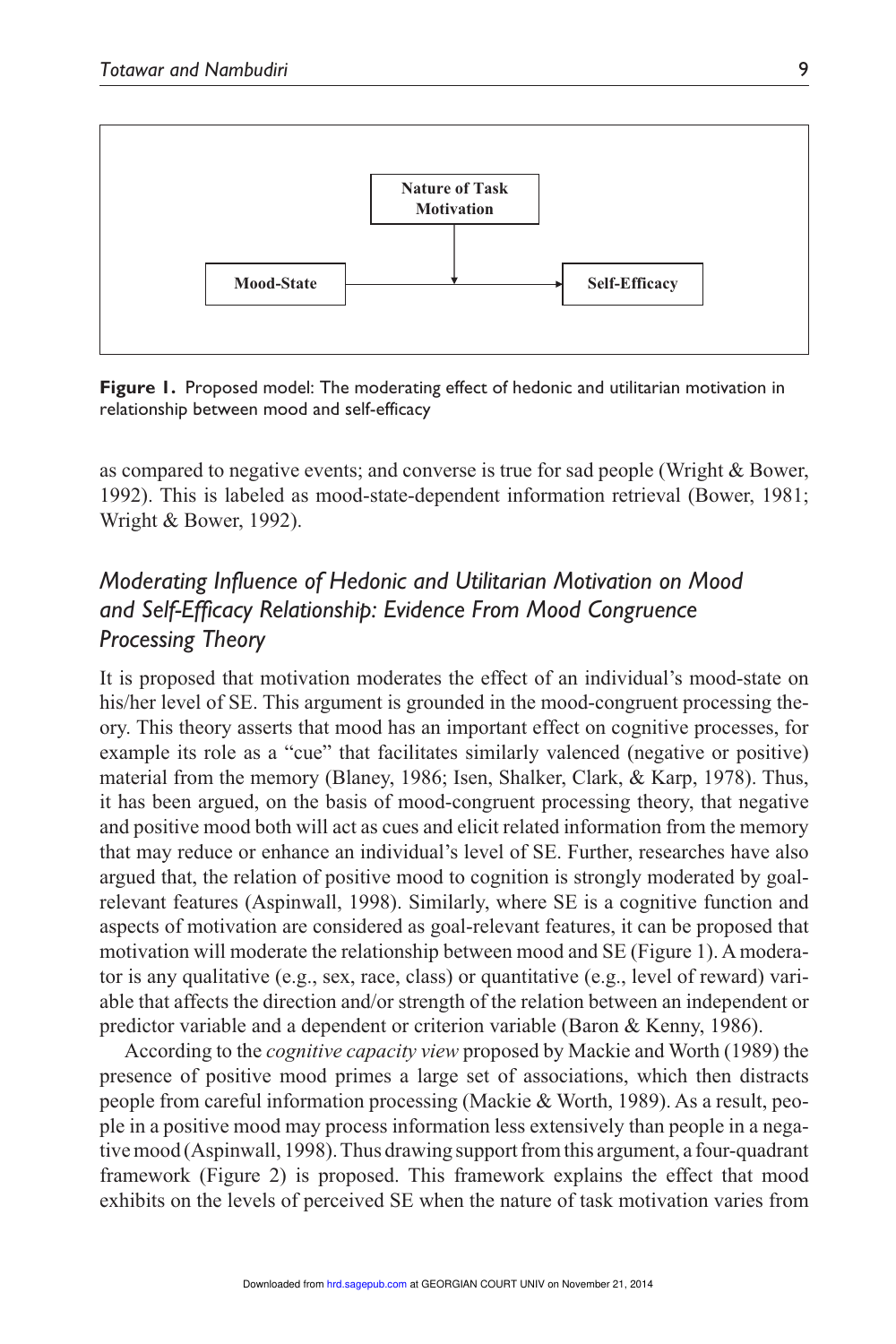Nature of Task Motivation

Mood-State → Self-Efficacy

**Figure 1.** Proposed model: The moderating effect of hedonic and utilitarian motivation in relationship between mood and self-efficacy

as compared to negative events; and converse is true for sad people (Wright & Bower, 1992). This is labeled as mood-state-dependent information retrieval (Bower, 1981; Wright & Bower, 1992).

## *Moderating Influence of Hedonic and Utilitarian Motivation on Mood and Self-Efficacy Relationship: Evidence From Mood Congruence Processing Theory*

It is proposed that motivation moderates the effect of an individual's mood-state on his/her level of SE. This argument is grounded in the mood-congruent processing theory. This theory asserts that mood has an important effect on cognitive processes, for example its role as a "cue" that facilitates similarly valenced (negative or positive) material from the memory (Blaney, 1986; Isen, Shalker, Clark, & Karp, 1978). Thus, it has been argued, on the basis of mood-congruent processing theory, that negative and positive mood both will act as cues and elicit related information from the memory that may reduce or enhance an individual's level of SE. Further, researches have also argued that, the relation of positive mood to cognition is strongly moderated by goal-relevant features (Aspinwall, 1998). Similarly, where SE is a cognitive function and aspects of motivation are considered as goal-relevant features, it can be proposed that motivation will moderate the relationship between mood and SE (Figure 1). A moderator is any qualitative (e.g., sex, race, class) or quantitative (e.g., level of reward) variable that affects the direction and/or strength of the relation between an independent or predictor variable and a dependent or criterion variable (Baron & Kenny, 1986).

According to the *cognitive capacity view* proposed by Mackie and Worth (1989) the presence of positive mood primes a large set of associations, which then distracts people from careful information processing (Mackie & Worth, 1989). As a result, people in a positive mood may process information less extensively than people in a negative mood (Aspinwall, 1998). Thus drawing support from this argument, a four-quadrant framework (Figure 2) is proposed. This framework explains the effect that mood exhibits on the levels of perceived SE when the nature of task motivation varies from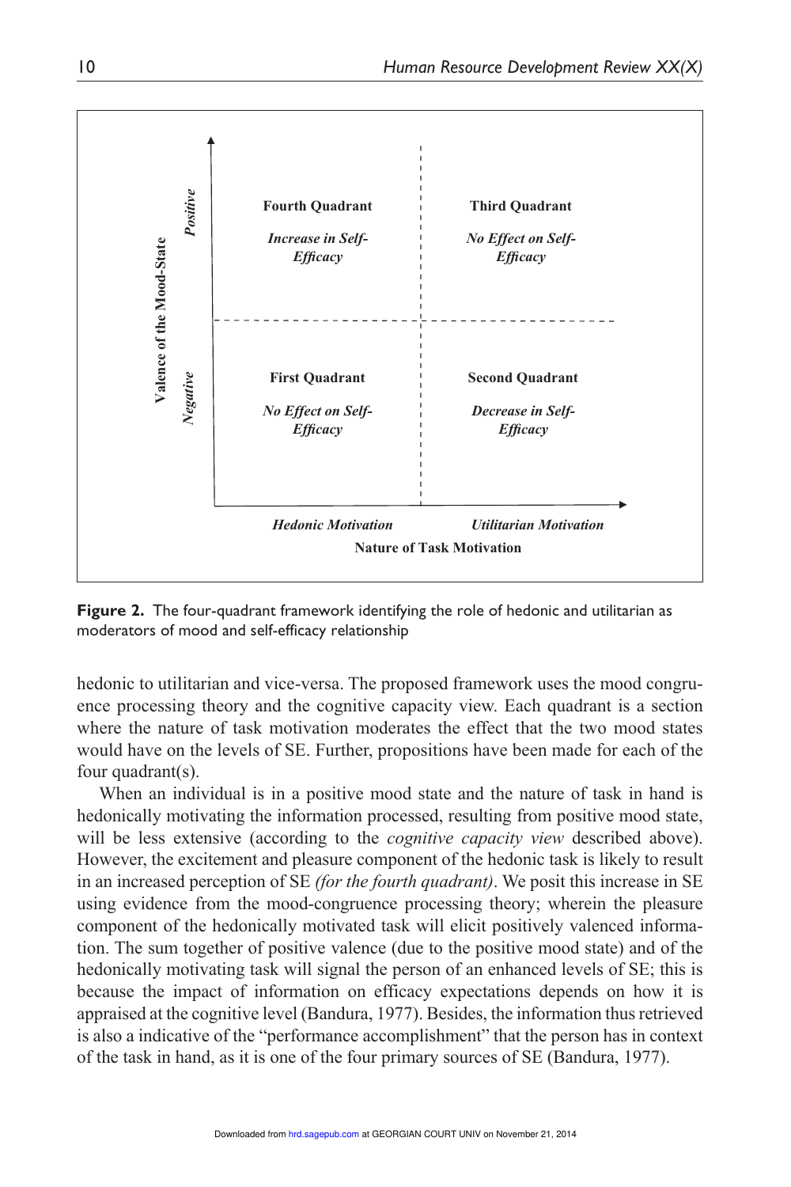| Valence of the Mood-State | Hedonic Motivation | Utilitarian Motivation |
|---|---|---|
| *Positive* | **Fourth Quadrant** *Increase in Self-Efficacy* | **Third Quadrant** *No Effect on Self-Efficacy* |
| *Negative* | **First Quadrant** *No Effect on Self-Efficacy* | **Second Quadrant** *Decrease in Self-Efficacy* |

**Nature of Task Motivation**

**Figure 2.** The four-quadrant framework identifying the role of hedonic and utilitarian as moderators of mood and self-efficacy relationship

hedonic to utilitarian and vice-versa. The proposed framework uses the mood congruence processing theory and the cognitive capacity view. Each quadrant is a section where the nature of task motivation moderates the effect that the two mood states would have on the levels of SE. Further, propositions have been made for each of the four quadrant(s).

When an individual is in a positive mood state and the nature of task in hand is hedonically motivating the information processed, resulting from positive mood state, will be less extensive (according to the *cognitive capacity view* described above). However, the excitement and pleasure component of the hedonic task is likely to result in an increased perception of SE *(for the fourth quadrant)*. We posit this increase in SE using evidence from the mood-congruence processing theory; wherein the pleasure component of the hedonically motivated task will elicit positively valenced information. The sum together of positive valence (due to the positive mood state) and of the hedonically motivating task will signal the person of an enhanced levels of SE; this is because the impact of information on efficacy expectations depends on how it is appraised at the cognitive level (Bandura, 1977). Besides, the information thus retrieved is also a indicative of the "performance accomplishment" that the person has in context of the task in hand, as it is one of the four primary sources of SE (Bandura, 1977).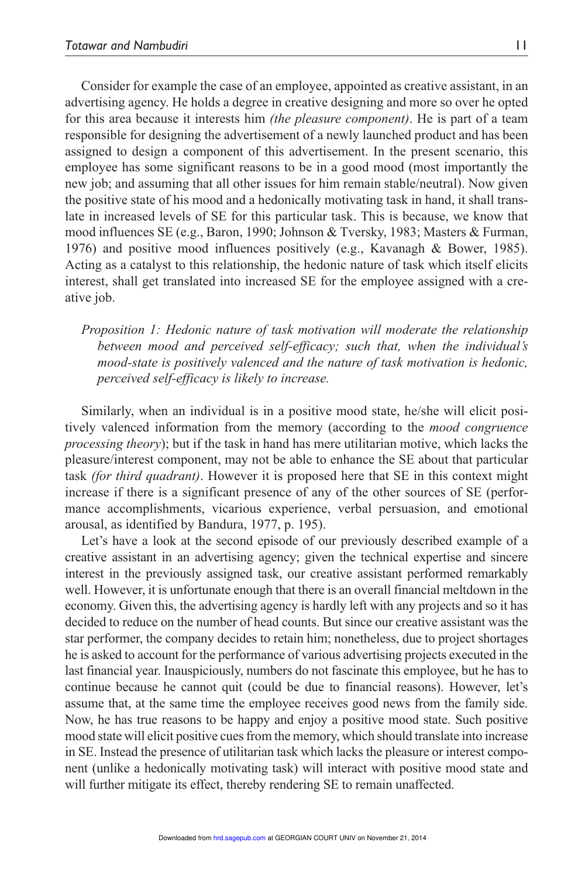Consider for example the case of an employee, appointed as creative assistant, in an advertising agency. He holds a degree in creative designing and more so over he opted for this area because it interests him *(the pleasure component)*. He is part of a team responsible for designing the advertisement of a newly launched product and has been assigned to design a component of this advertisement. In the present scenario, this employee has some significant reasons to be in a good mood (most importantly the new job; and assuming that all other issues for him remain stable/neutral). Now given the positive state of his mood and a hedonically motivating task in hand, it shall translate in increased levels of SE for this particular task. This is because, we know that mood influences SE (e.g., Baron, 1990; Johnson & Tversky, 1983; Masters & Furman, 1976) and positive mood influences positively (e.g., Kavanagh & Bower, 1985). Acting as a catalyst to this relationship, the hedonic nature of task which itself elicits interest, shall get translated into increased SE for the employee assigned with a creative job.

> *Proposition 1: Hedonic nature of task motivation will moderate the relationship between mood and perceived self-efficacy; such that, when the individual's mood-state is positively valenced and the nature of task motivation is hedonic, perceived self-efficacy is likely to increase.*

Similarly, when an individual is in a positive mood state, he/she will elicit positively valenced information from the memory (according to the *mood congruence processing theory*); but if the task in hand has mere utilitarian motive, which lacks the pleasure/interest component, may not be able to enhance the SE about that particular task *(for third quadrant)*. However it is proposed here that SE in this context might increase if there is a significant presence of any of the other sources of SE (performance accomplishments, vicarious experience, verbal persuasion, and emotional arousal, as identified by Bandura, 1977, p. 195).

Let's have a look at the second episode of our previously described example of a creative assistant in an advertising agency; given the technical expertise and sincere interest in the previously assigned task, our creative assistant performed remarkably well. However, it is unfortunate enough that there is an overall financial meltdown in the economy. Given this, the advertising agency is hardly left with any projects and so it has decided to reduce on the number of head counts. But since our creative assistant was the star performer, the company decides to retain him; nonetheless, due to project shortages he is asked to account for the performance of various advertising projects executed in the last financial year. Inauspiciously, numbers do not fascinate this employee, but he has to continue because he cannot quit (could be due to financial reasons). However, let's assume that, at the same time the employee receives good news from the family side. Now, he has true reasons to be happy and enjoy a positive mood state. Such positive mood state will elicit positive cues from the memory, which should translate into increase in SE. Instead the presence of utilitarian task which lacks the pleasure or interest component (unlike a hedonically motivating task) will interact with positive mood state and will further mitigate its effect, thereby rendering SE to remain unaffected.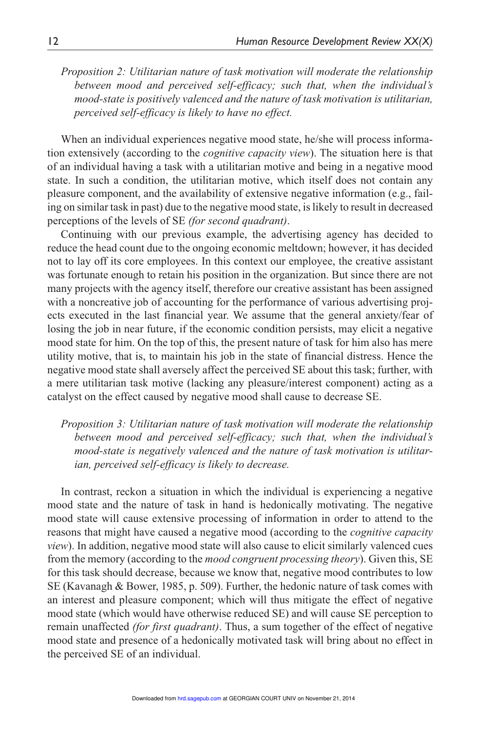*Proposition 2: Utilitarian nature of task motivation will moderate the relationship between mood and perceived self-efficacy; such that, when the individual's mood-state is positively valenced and the nature of task motivation is utilitarian, perceived self-efficacy is likely to have no effect.*

When an individual experiences negative mood state, he/she will process information extensively (according to the *cognitive capacity view*). The situation here is that of an individual having a task with a utilitarian motive and being in a negative mood state. In such a condition, the utilitarian motive, which itself does not contain any pleasure component, and the availability of extensive negative information (e.g., failing on similar task in past) due to the negative mood state, is likely to result in decreased perceptions of the levels of SE *(for second quadrant)*.

Continuing with our previous example, the advertising agency has decided to reduce the head count due to the ongoing economic meltdown; however, it has decided not to lay off its core employees. In this context our employee, the creative assistant was fortunate enough to retain his position in the organization. But since there are not many projects with the agency itself, therefore our creative assistant has been assigned with a noncreative job of accounting for the performance of various advertising projects executed in the last financial year. We assume that the general anxiety/fear of losing the job in near future, if the economic condition persists, may elicit a negative mood state for him. On the top of this, the present nature of task for him also has mere utility motive, that is, to maintain his job in the state of financial distress. Hence the negative mood state shall aversely affect the perceived SE about this task; further, with a mere utilitarian task motive (lacking any pleasure/interest component) acting as a catalyst on the effect caused by negative mood shall cause to decrease SE.

*Proposition 3: Utilitarian nature of task motivation will moderate the relationship between mood and perceived self-efficacy; such that, when the individual's mood-state is negatively valenced and the nature of task motivation is utilitarian, perceived self-efficacy is likely to decrease.*

In contrast, reckon a situation in which the individual is experiencing a negative mood state and the nature of task in hand is hedonically motivating. The negative mood state will cause extensive processing of information in order to attend to the reasons that might have caused a negative mood (according to the *cognitive capacity view*). In addition, negative mood state will also cause to elicit similarly valenced cues from the memory (according to the *mood congruent processing theory*). Given this, SE for this task should decrease, because we know that, negative mood contributes to low SE (Kavanagh & Bower, 1985, p. 509). Further, the hedonic nature of task comes with an interest and pleasure component; which will thus mitigate the effect of negative mood state (which would have otherwise reduced SE) and will cause SE perception to remain unaffected *(for first quadrant)*. Thus, a sum together of the effect of negative mood state and presence of a hedonically motivated task will bring about no effect in the perceived SE of an individual.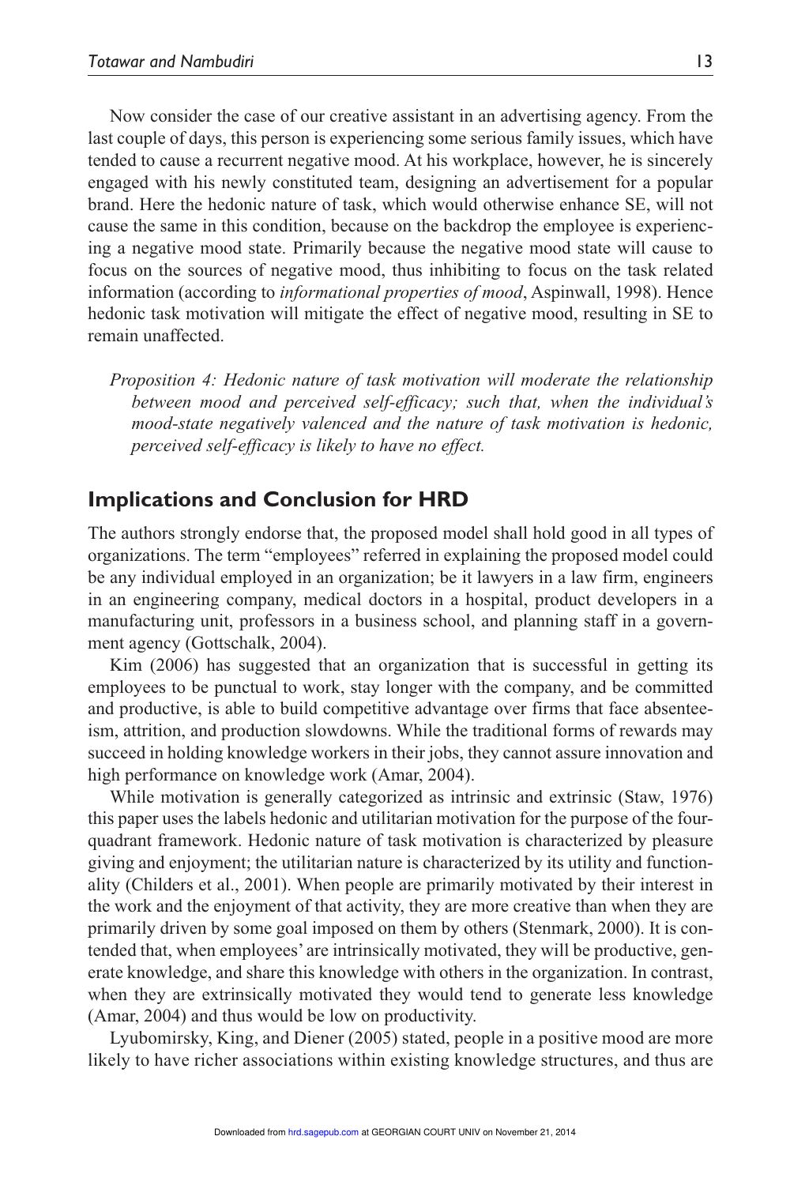Now consider the case of our creative assistant in an advertising agency. From the last couple of days, this person is experiencing some serious family issues, which have tended to cause a recurrent negative mood. At his workplace, however, he is sincerely engaged with his newly constituted team, designing an advertisement for a popular brand. Here the hedonic nature of task, which would otherwise enhance SE, will not cause the same in this condition, because on the backdrop the employee is experiencing a negative mood state. Primarily because the negative mood state will cause to focus on the sources of negative mood, thus inhibiting to focus on the task related information (according to *informational properties of mood*, Aspinwall, 1998). Hence hedonic task motivation will mitigate the effect of negative mood, resulting in SE to remain unaffected.

> *Proposition 4: Hedonic nature of task motivation will moderate the relationship between mood and perceived self-efficacy; such that, when the individual's mood-state negatively valenced and the nature of task motivation is hedonic, perceived self-efficacy is likely to have no effect.*

## Implications and Conclusion for HRD

The authors strongly endorse that, the proposed model shall hold good in all types of organizations. The term "employees" referred in explaining the proposed model could be any individual employed in an organization; be it lawyers in a law firm, engineers in an engineering company, medical doctors in a hospital, product developers in a manufacturing unit, professors in a business school, and planning staff in a government agency (Gottschalk, 2004).

Kim (2006) has suggested that an organization that is successful in getting its employees to be punctual to work, stay longer with the company, and be committed and productive, is able to build competitive advantage over firms that face absenteeism, attrition, and production slowdowns. While the traditional forms of rewards may succeed in holding knowledge workers in their jobs, they cannot assure innovation and high performance on knowledge work (Amar, 2004).

While motivation is generally categorized as intrinsic and extrinsic (Staw, 1976) this paper uses the labels hedonic and utilitarian motivation for the purpose of the four-quadrant framework. Hedonic nature of task motivation is characterized by pleasure giving and enjoyment; the utilitarian nature is characterized by its utility and functionality (Childers et al., 2001). When people are primarily motivated by their interest in the work and the enjoyment of that activity, they are more creative than when they are primarily driven by some goal imposed on them by others (Stenmark, 2000). It is contended that, when employees' are intrinsically motivated, they will be productive, generate knowledge, and share this knowledge with others in the organization. In contrast, when they are extrinsically motivated they would tend to generate less knowledge (Amar, 2004) and thus would be low on productivity.

Lyubomirsky, King, and Diener (2005) stated, people in a positive mood are more likely to have richer associations within existing knowledge structures, and thus are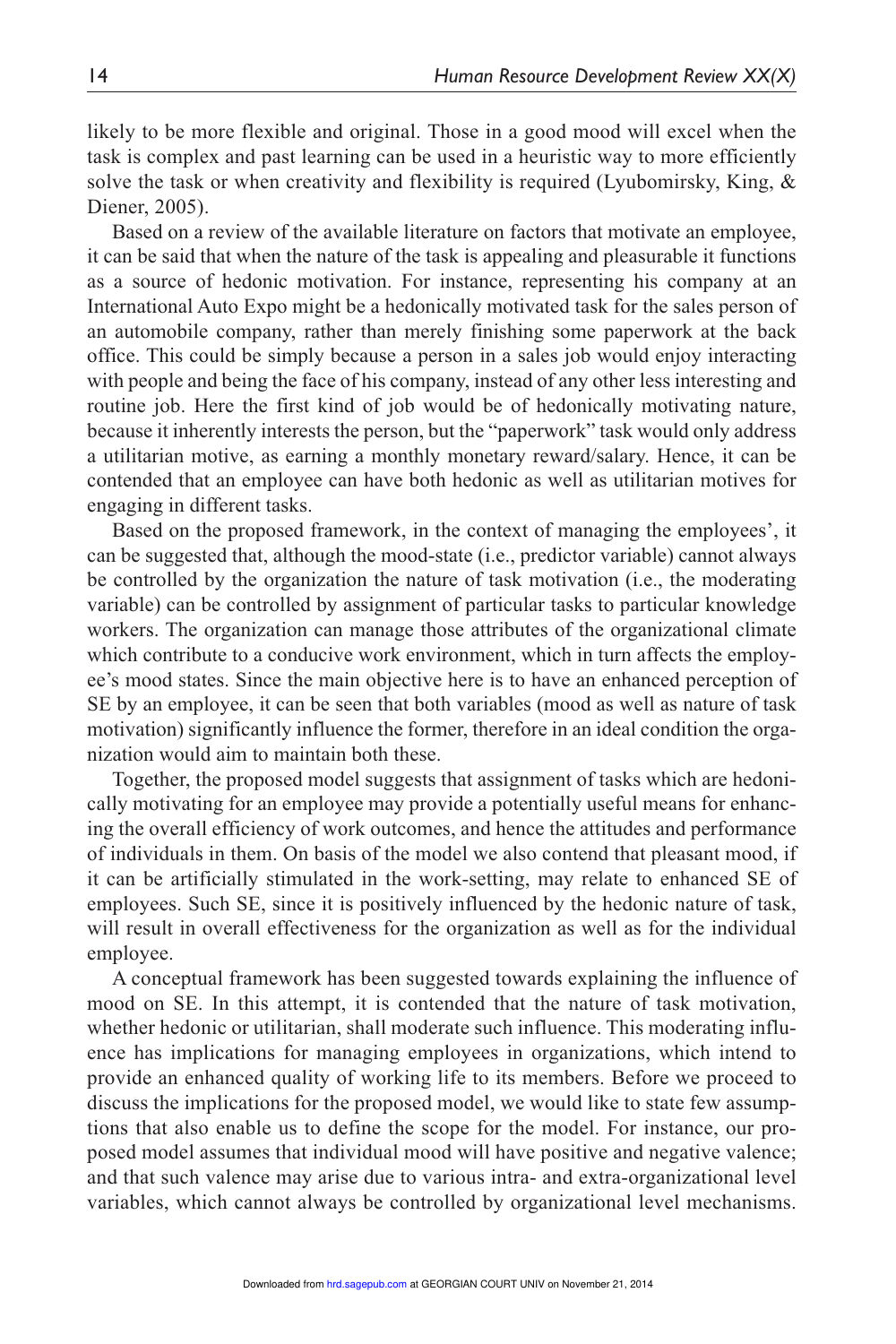likely to be more flexible and original. Those in a good mood will excel when the task is complex and past learning can be used in a heuristic way to more efficiently solve the task or when creativity and flexibility is required (Lyubomirsky, King, & Diener, 2005).

Based on a review of the available literature on factors that motivate an employee, it can be said that when the nature of the task is appealing and pleasurable it functions as a source of hedonic motivation. For instance, representing his company at an International Auto Expo might be a hedonically motivated task for the sales person of an automobile company, rather than merely finishing some paperwork at the back office. This could be simply because a person in a sales job would enjoy interacting with people and being the face of his company, instead of any other less interesting and routine job. Here the first kind of job would be of hedonically motivating nature, because it inherently interests the person, but the "paperwork" task would only address a utilitarian motive, as earning a monthly monetary reward/salary. Hence, it can be contended that an employee can have both hedonic as well as utilitarian motives for engaging in different tasks.

Based on the proposed framework, in the context of managing the employees', it can be suggested that, although the mood-state (i.e., predictor variable) cannot always be controlled by the organization the nature of task motivation (i.e., the moderating variable) can be controlled by assignment of particular tasks to particular knowledge workers. The organization can manage those attributes of the organizational climate which contribute to a conducive work environment, which in turn affects the employee's mood states. Since the main objective here is to have an enhanced perception of SE by an employee, it can be seen that both variables (mood as well as nature of task motivation) significantly influence the former, therefore in an ideal condition the organization would aim to maintain both these.

Together, the proposed model suggests that assignment of tasks which are hedonically motivating for an employee may provide a potentially useful means for enhancing the overall efficiency of work outcomes, and hence the attitudes and performance of individuals in them. On basis of the model we also contend that pleasant mood, if it can be artificially stimulated in the work-setting, may relate to enhanced SE of employees. Such SE, since it is positively influenced by the hedonic nature of task, will result in overall effectiveness for the organization as well as for the individual employee.

A conceptual framework has been suggested towards explaining the influence of mood on SE. In this attempt, it is contended that the nature of task motivation, whether hedonic or utilitarian, shall moderate such influence. This moderating influence has implications for managing employees in organizations, which intend to provide an enhanced quality of working life to its members. Before we proceed to discuss the implications for the proposed model, we would like to state few assumptions that also enable us to define the scope for the model. For instance, our proposed model assumes that individual mood will have positive and negative valence; and that such valence may arise due to various intra- and extra-organizational level variables, which cannot always be controlled by organizational level mechanisms.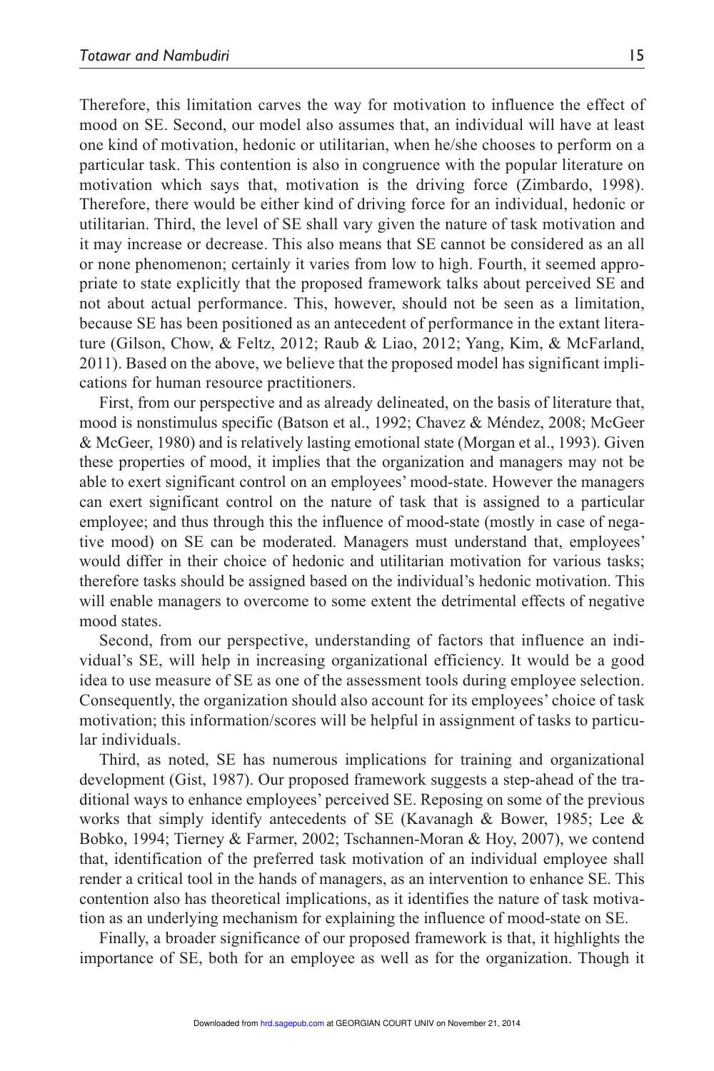Therefore, this limitation carves the way for motivation to influence the effect of mood on SE. Second, our model also assumes that, an individual will have at least one kind of motivation, hedonic or utilitarian, when he/she chooses to perform on a particular task. This contention is also in congruence with the popular literature on motivation which says that, motivation is the driving force (Zimbardo, 1998). Therefore, there would be either kind of driving force for an individual, hedonic or utilitarian. Third, the level of SE shall vary given the nature of task motivation and it may increase or decrease. This also means that SE cannot be considered as an all or none phenomenon; certainly it varies from low to high. Fourth, it seemed appropriate to state explicitly that the proposed framework talks about perceived SE and not about actual performance. This, however, should not be seen as a limitation, because SE has been positioned as an antecedent of performance in the extant literature (Gilson, Chow, & Feltz, 2012; Raub & Liao, 2012; Yang, Kim, & McFarland, 2011). Based on the above, we believe that the proposed model has significant implications for human resource practitioners.

First, from our perspective and as already delineated, on the basis of literature that, mood is nonstimulus specific (Batson et al., 1992; Chavez & Méndez, 2008; McGeer & McGeer, 1980) and is relatively lasting emotional state (Morgan et al., 1993). Given these properties of mood, it implies that the organization and managers may not be able to exert significant control on an employees' mood-state. However the managers can exert significant control on the nature of task that is assigned to a particular employee; and thus through this the influence of mood-state (mostly in case of negative mood) on SE can be moderated. Managers must understand that, employees' would differ in their choice of hedonic and utilitarian motivation for various tasks; therefore tasks should be assigned based on the individual's hedonic motivation. This will enable managers to overcome to some extent the detrimental effects of negative mood states.

Second, from our perspective, understanding of factors that influence an individual's SE, will help in increasing organizational efficiency. It would be a good idea to use measure of SE as one of the assessment tools during employee selection. Consequently, the organization should also account for its employees' choice of task motivation; this information/scores will be helpful in assignment of tasks to particular individuals.

Third, as noted, SE has numerous implications for training and organizational development (Gist, 1987). Our proposed framework suggests a step-ahead of the traditional ways to enhance employees' perceived SE. Reposing on some of the previous works that simply identify antecedents of SE (Kavanagh & Bower, 1985; Lee & Bobko, 1994; Tierney & Farmer, 2002; Tschannen-Moran & Hoy, 2007), we contend that, identification of the preferred task motivation of an individual employee shall render a critical tool in the hands of managers, as an intervention to enhance SE. This contention also has theoretical implications, as it identifies the nature of task motivation as an underlying mechanism for explaining the influence of mood-state on SE.

Finally, a broader significance of our proposed framework is that, it highlights the importance of SE, both for an employee as well as for the organization. Though it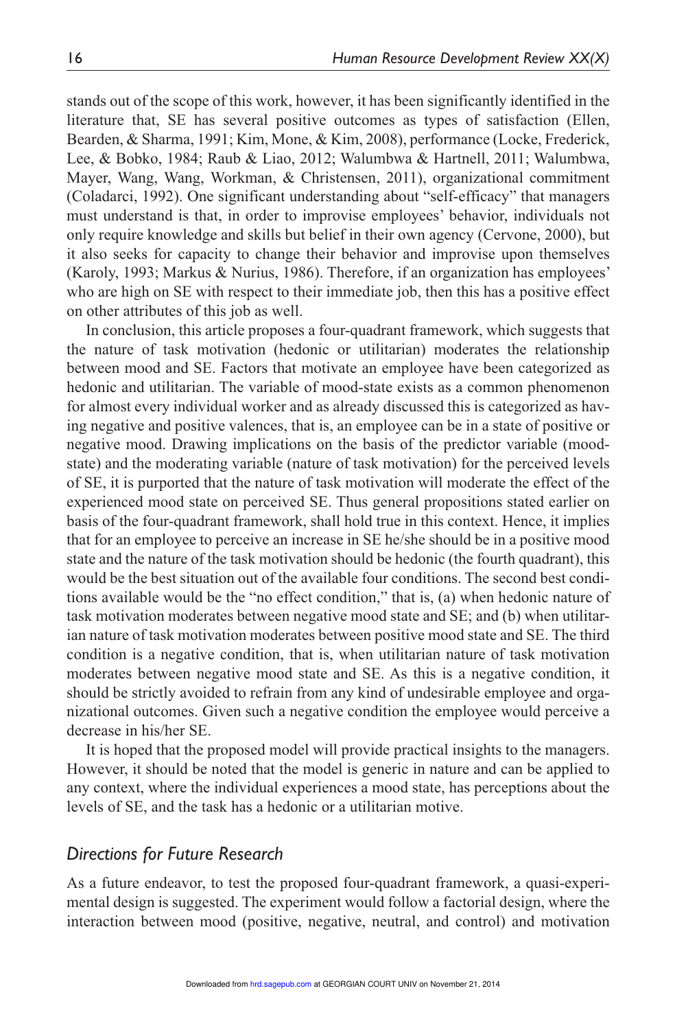stands out of the scope of this work, however, it has been significantly identified in the literature that, SE has several positive outcomes as types of satisfaction (Ellen, Bearden, & Sharma, 1991; Kim, Mone, & Kim, 2008), performance (Locke, Frederick, Lee, & Bobko, 1984; Raub & Liao, 2012; Walumbwa & Hartnell, 2011; Walumbwa, Mayer, Wang, Wang, Workman, & Christensen, 2011), organizational commitment (Coladarci, 1992). One significant understanding about "self-efficacy" that managers must understand is that, in order to improvise employees' behavior, individuals not only require knowledge and skills but belief in their own agency (Cervone, 2000), but it also seeks for capacity to change their behavior and improve upon themselves (Karoly, 1993; Markus & Nurius, 1986). Therefore, if an organization has employees' who are high on SE with respect to their immediate job, then this has a positive effect on other attributes of this job as well.

In conclusion, this article proposes a four-quadrant framework, which suggests that the nature of task motivation (hedonic or utilitarian) moderates the relationship between mood and SE. Factors that motivate an employee have been categorized as hedonic and utilitarian. The variable of mood-state exists as a common phenomenon for almost every individual worker and as already discussed this is categorized as having negative and positive valences, that is, an employee can be in a state of positive or negative mood. Drawing implications on the basis of the predictor variable (mood-state) and the moderating variable (nature of task motivation) for the perceived levels of SE, it is purported that the nature of task motivation will moderate the effect of the experienced mood state on perceived SE. Thus general propositions stated earlier on basis of the four-quadrant framework, shall hold true in this context. Hence, it implies that for an employee to perceive an increase in SE he/she should be in a positive mood state and the nature of the task motivation should be hedonic (the fourth quadrant), this would be the best situation out of the available four conditions. The second best conditions available would be the "no effect condition," that is, (a) when hedonic nature of task motivation moderates between negative mood state and SE; and (b) when utilitarian nature of task motivation moderates between positive mood state and SE. The third condition is a negative condition, that is, when utilitarian nature of task motivation moderates between negative mood state and SE. As this is a negative condition, it should be strictly avoided to refrain from any kind of undesirable employee and organizational outcomes. Given such a negative condition the employee would perceive a decrease in his/her SE.

It is hoped that the proposed model will provide practical insights to the managers. However, it should be noted that the model is generic in nature and can be applied to any context, where the individual experiences a mood state, has perceptions about the levels of SE, and the task has a hedonic or a utilitarian motive.

## *Directions for Future Research*

As a future endeavor, to test the proposed four-quadrant framework, a quasi-experimental design is suggested. The experiment would follow a factorial design, where the interaction between mood (positive, negative, neutral, and control) and motivation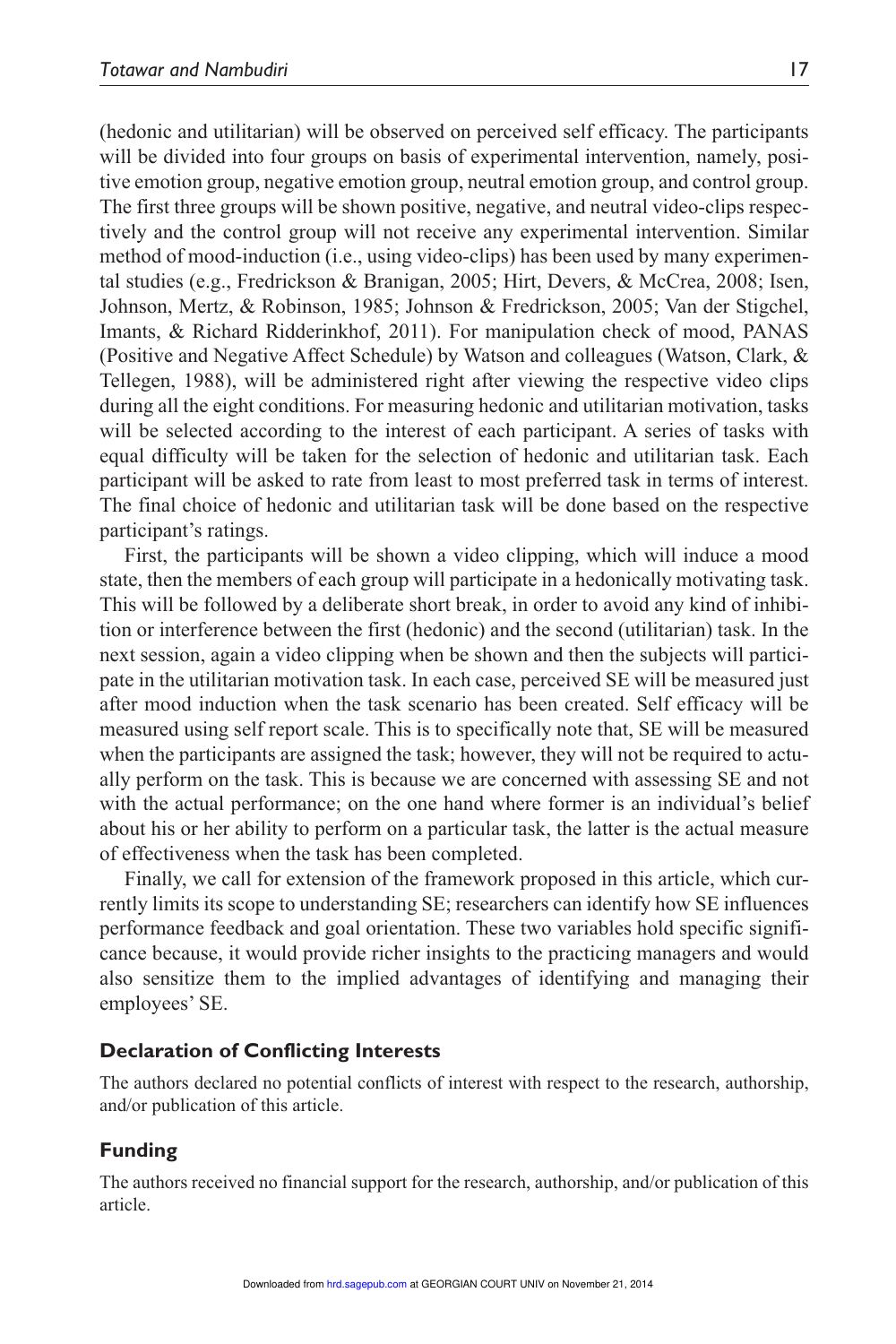(hedonic and utilitarian) will be observed on perceived self efficacy. The participants will be divided into four groups on basis of experimental intervention, namely, positive emotion group, negative emotion group, neutral emotion group, and control group. The first three groups will be shown positive, negative, and neutral video-clips respectively and the control group will not receive any experimental intervention. Similar method of mood-induction (i.e., using video-clips) has been used by many experimental studies (e.g., Fredrickson & Branigan, 2005; Hirt, Devers, & McCrea, 2008; Isen, Johnson, Mertz, & Robinson, 1985; Johnson & Fredrickson, 2005; Van der Stigchel, Imants, & Richard Ridderinkhof, 2011). For manipulation check of mood, PANAS (Positive and Negative Affect Schedule) by Watson and colleagues (Watson, Clark, & Tellegen, 1988), will be administered right after viewing the respective video clips during all the eight conditions. For measuring hedonic and utilitarian motivation, tasks will be selected according to the interest of each participant. A series of tasks with equal difficulty will be taken for the selection of hedonic and utilitarian task. Each participant will be asked to rate from least to most preferred task in terms of interest. The final choice of hedonic and utilitarian task will be done based on the respective participant's ratings.

First, the participants will be shown a video clipping, which will induce a mood state, then the members of each group will participate in a hedonically motivating task. This will be followed by a deliberate short break, in order to avoid any kind of inhibition or interference between the first (hedonic) and the second (utilitarian) task. In the next session, again a video clipping when be shown and then the subjects will participate in the utilitarian motivation task. In each case, perceived SE will be measured just after mood induction when the task scenario has been created. Self efficacy will be measured using self report scale. This is to specifically note that, SE will be measured when the participants are assigned the task; however, they will not be required to actually perform on the task. This is because we are concerned with assessing SE and not with the actual performance; on the one hand where former is an individual's belief about his or her ability to perform on a particular task, the latter is the actual measure of effectiveness when the task has been completed.

Finally, we call for extension of the framework proposed in this article, which currently limits its scope to understanding SE; researchers can identify how SE influences performance feedback and goal orientation. These two variables hold specific significance because, it would provide richer insights to the practicing managers and would also sensitize them to the implied advantages of identifying and managing their employees' SE.

## Declaration of Conflicting Interests

The authors declared no potential conflicts of interest with respect to the research, authorship, and/or publication of this article.

## Funding

The authors received no financial support for the research, authorship, and/or publication of this article.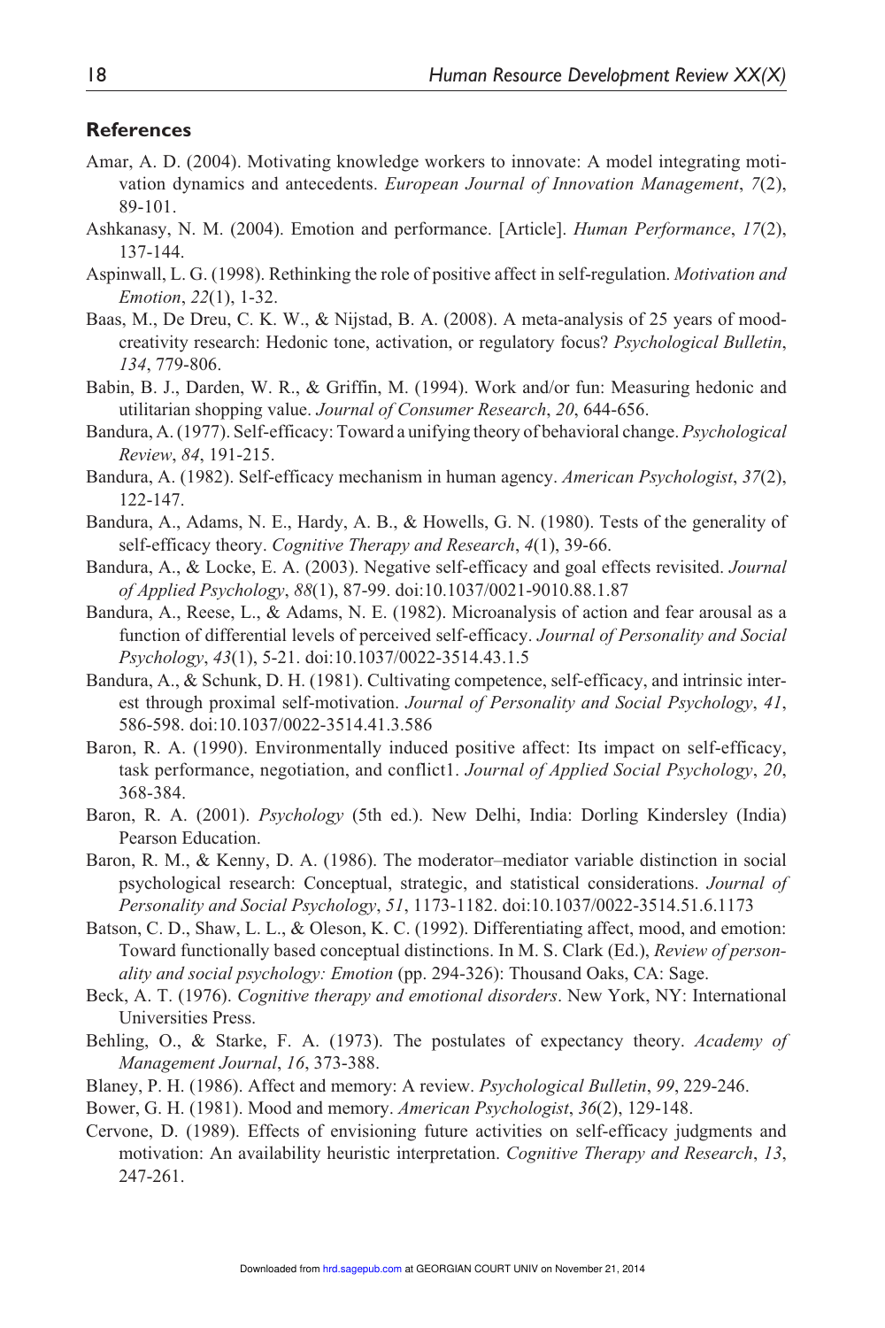## References

Amar, A. D. (2004). Motivating knowledge workers to innovate: A model integrating motivation dynamics and antecedents. *European Journal of Innovation Management*, *7*(2), 89-101.

Ashkanasy, N. M. (2004). Emotion and performance. [Article]. *Human Performance*, *17*(2), 137-144.

Aspinwall, L. G. (1998). Rethinking the role of positive affect in self-regulation. *Motivation and Emotion*, *22*(1), 1-32.

Baas, M., De Dreu, C. K. W., & Nijstad, B. A. (2008). A meta-analysis of 25 years of mood-creativity research: Hedonic tone, activation, or regulatory focus? *Psychological Bulletin*, *134*, 779-806.

Babin, B. J., Darden, W. R., & Griffin, M. (1994). Work and/or fun: Measuring hedonic and utilitarian shopping value. *Journal of Consumer Research*, *20*, 644-656.

Bandura, A. (1977). Self-efficacy: Toward a unifying theory of behavioral change. *Psychological Review*, *84*, 191-215.

Bandura, A. (1982). Self-efficacy mechanism in human agency. *American Psychologist*, *37*(2), 122-147.

Bandura, A., Adams, N. E., Hardy, A. B., & Howells, G. N. (1980). Tests of the generality of self-efficacy theory. *Cognitive Therapy and Research*, *4*(1), 39-66.

Bandura, A., & Locke, E. A. (2003). Negative self-efficacy and goal effects revisited. *Journal of Applied Psychology*, *88*(1), 87-99. doi:10.1037/0021-9010.88.1.87

Bandura, A., Reese, L., & Adams, N. E. (1982). Microanalysis of action and fear arousal as a function of differential levels of perceived self-efficacy. *Journal of Personality and Social Psychology*, *43*(1), 5-21. doi:10.1037/0022-3514.43.1.5

Bandura, A., & Schunk, D. H. (1981). Cultivating competence, self-efficacy, and intrinsic interest through proximal self-motivation. *Journal of Personality and Social Psychology*, *41*, 586-598. doi:10.1037/0022-3514.41.3.586

Baron, R. A. (1990). Environmentally induced positive affect: Its impact on self-efficacy, task performance, negotiation, and conflict1. *Journal of Applied Social Psychology*, *20*, 368-384.

Baron, R. A. (2001). *Psychology* (5th ed.). New Delhi, India: Dorling Kindersley (India) Pearson Education.

Baron, R. M., & Kenny, D. A. (1986). The moderator–mediator variable distinction in social psychological research: Conceptual, strategic, and statistical considerations. *Journal of Personality and Social Psychology*, *51*, 1173-1182. doi:10.1037/0022-3514.51.6.1173

Batson, C. D., Shaw, L. L., & Oleson, K. C. (1992). Differentiating affect, mood, and emotion: Toward functionally based conceptual distinctions. In M. S. Clark (Ed.), *Review of personality and social psychology: Emotion* (pp. 294-326): Thousand Oaks, CA: Sage.

Beck, A. T. (1976). *Cognitive therapy and emotional disorders*. New York, NY: International Universities Press.

Behling, O., & Starke, F. A. (1973). The postulates of expectancy theory. *Academy of Management Journal*, *16*, 373-388.

Blaney, P. H. (1986). Affect and memory: A review. *Psychological Bulletin*, *99*, 229-246.

Bower, G. H. (1981). Mood and memory. *American Psychologist*, *36*(2), 129-148.

Cervone, D. (1989). Effects of envisioning future activities on self-efficacy judgments and motivation: An availability heuristic interpretation. *Cognitive Therapy and Research*, *13*, 247-261.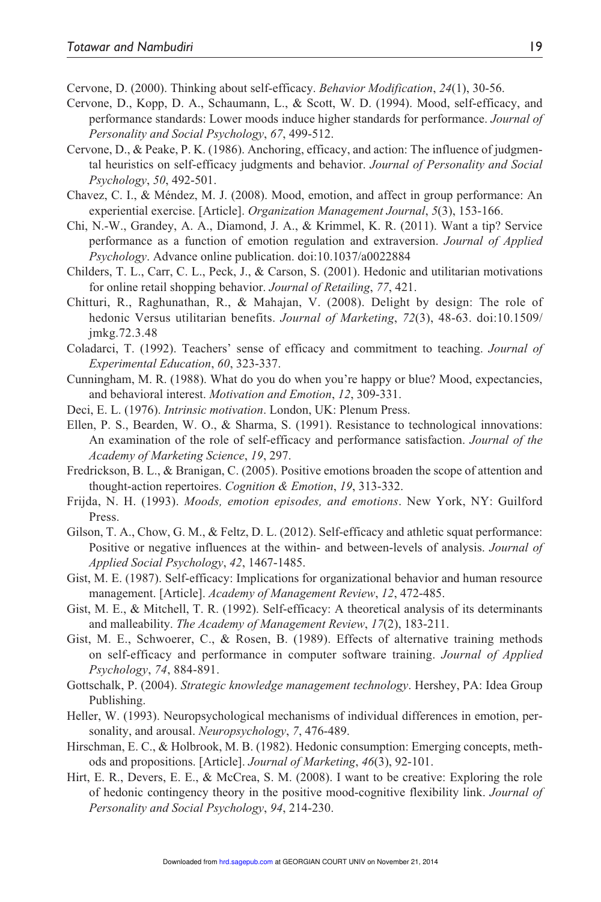Cervone, D. (2000). Thinking about self-efficacy. *Behavior Modification*, *24*(1), 30-56.

Cervone, D., Kopp, D. A., Schaumann, L., & Scott, W. D. (1994). Mood, self-efficacy, and performance standards: Lower moods induce higher standards for performance. *Journal of Personality and Social Psychology*, *67*, 499-512.

Cervone, D., & Peake, P. K. (1986). Anchoring, efficacy, and action: The influence of judgmental heuristics on self-efficacy judgments and behavior. *Journal of Personality and Social Psychology*, *50*, 492-501.

Chavez, C. I., & Méndez, M. J. (2008). Mood, emotion, and affect in group performance: An experiential exercise. [Article]. *Organization Management Journal*, *5*(3), 153-166.

Chi, N.-W., Grandey, A. A., Diamond, J. A., & Krimmel, K. R. (2011). Want a tip? Service performance as a function of emotion regulation and extraversion. *Journal of Applied Psychology*. Advance online publication. doi:10.1037/a0022884

Childers, T. L., Carr, C. L., Peck, J., & Carson, S. (2001). Hedonic and utilitarian motivations for online retail shopping behavior. *Journal of Retailing*, *77*, 421.

Chitturi, R., Raghunathan, R., & Mahajan, V. (2008). Delight by design: The role of hedonic Versus utilitarian benefits. *Journal of Marketing*, *72*(3), 48-63. doi:10.1509/jmkg.72.3.48

Coladarci, T. (1992). Teachers' sense of efficacy and commitment to teaching. *Journal of Experimental Education*, *60*, 323-337.

Cunningham, M. R. (1988). What do you do when you're happy or blue? Mood, expectancies, and behavioral interest. *Motivation and Emotion*, *12*, 309-331.

Deci, E. L. (1976). *Intrinsic motivation*. London, UK: Plenum Press.

Ellen, P. S., Bearden, W. O., & Sharma, S. (1991). Resistance to technological innovations: An examination of the role of self-efficacy and performance satisfaction. *Journal of the Academy of Marketing Science*, *19*, 297.

Fredrickson, B. L., & Branigan, C. (2005). Positive emotions broaden the scope of attention and thought-action repertoires. *Cognition & Emotion*, *19*, 313-332.

Frijda, N. H. (1993). *Moods, emotion episodes, and emotions*. New York, NY: Guilford Press.

Gilson, T. A., Chow, G. M., & Feltz, D. L. (2012). Self-efficacy and athletic squat performance: Positive or negative influences at the within- and between-levels of analysis. *Journal of Applied Social Psychology*, *42*, 1467-1485.

Gist, M. E. (1987). Self-efficacy: Implications for organizational behavior and human resource management. [Article]. *Academy of Management Review*, *12*, 472-485.

Gist, M. E., & Mitchell, T. R. (1992). Self-efficacy: A theoretical analysis of its determinants and malleability. *The Academy of Management Review*, *17*(2), 183-211.

Gist, M. E., Schwoerer, C., & Rosen, B. (1989). Effects of alternative training methods on self-efficacy and performance in computer software training. *Journal of Applied Psychology*, *74*, 884-891.

Gottschalk, P. (2004). *Strategic knowledge management technology*. Hershey, PA: Idea Group Publishing.

Heller, W. (1993). Neuropsychological mechanisms of individual differences in emotion, personality, and arousal. *Neuropsychology*, *7*, 476-489.

Hirschman, E. C., & Holbrook, M. B. (1982). Hedonic consumption: Emerging concepts, methods and propositions. [Article]. *Journal of Marketing*, *46*(3), 92-101.

Hirt, E. R., Devers, E. E., & McCrea, S. M. (2008). I want to be creative: Exploring the role of hedonic contingency theory in the positive mood-cognitive flexibility link. *Journal of Personality and Social Psychology*, *94*, 214-230.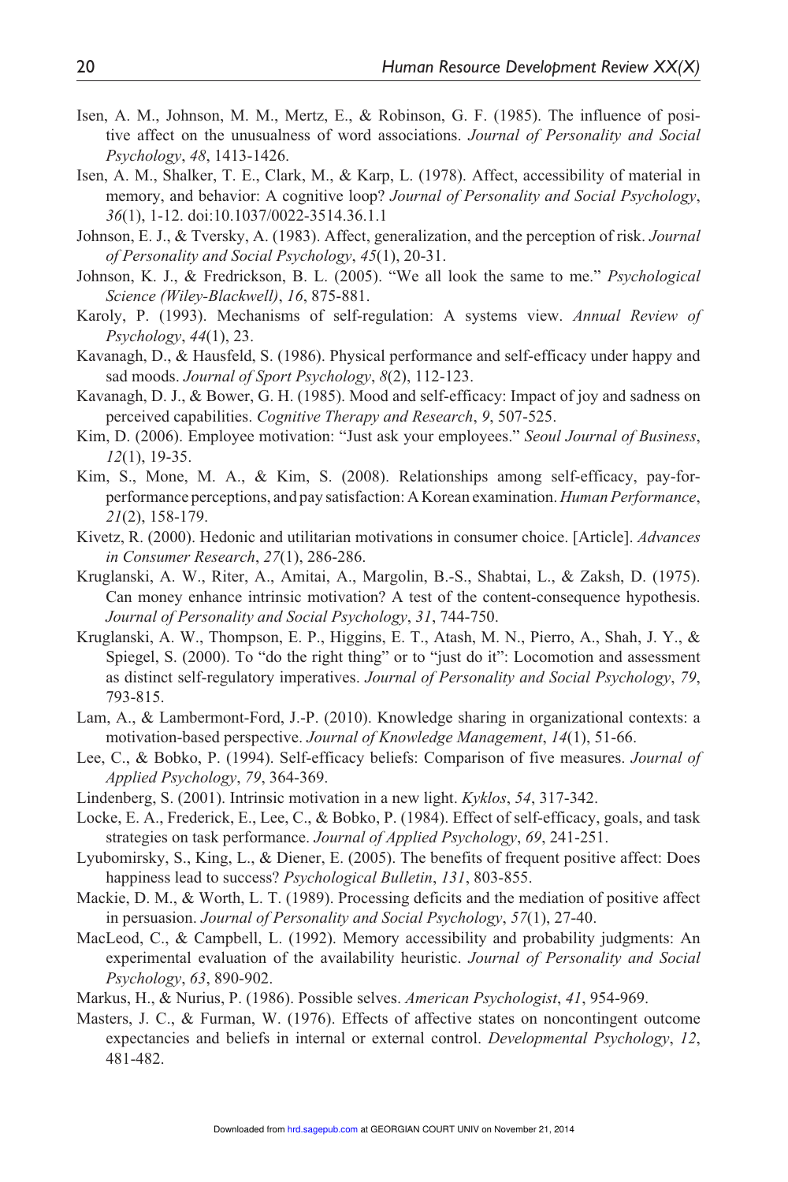Isen, A. M., Johnson, M. M., Mertz, E., & Robinson, G. F. (1985). The influence of positive affect on the unusualness of word associations. *Journal of Personality and Social Psychology*, *48*, 1413-1426.

Isen, A. M., Shalker, T. E., Clark, M., & Karp, L. (1978). Affect, accessibility of material in memory, and behavior: A cognitive loop? *Journal of Personality and Social Psychology*, *36*(1), 1-12. doi:10.1037/0022-3514.36.1.1

Johnson, E. J., & Tversky, A. (1983). Affect, generalization, and the perception of risk. *Journal of Personality and Social Psychology*, *45*(1), 20-31.

Johnson, K. J., & Fredrickson, B. L. (2005). "We all look the same to me." *Psychological Science (Wiley-Blackwell)*, *16*, 875-881.

Karoly, P. (1993). Mechanisms of self-regulation: A systems view. *Annual Review of Psychology*, *44*(1), 23.

Kavanagh, D., & Hausfeld, S. (1986). Physical performance and self-efficacy under happy and sad moods. *Journal of Sport Psychology*, *8*(2), 112-123.

Kavanagh, D. J., & Bower, G. H. (1985). Mood and self-efficacy: Impact of joy and sadness on perceived capabilities. *Cognitive Therapy and Research*, *9*, 507-525.

Kim, D. (2006). Employee motivation: "Just ask your employees." *Seoul Journal of Business*, *12*(1), 19-35.

Kim, S., Mone, M. A., & Kim, S. (2008). Relationships among self-efficacy, pay-for-performance perceptions, and pay satisfaction: A Korean examination. *Human Performance*, *21*(2), 158-179.

Kivetz, R. (2000). Hedonic and utilitarian motivations in consumer choice. [Article]. *Advances in Consumer Research*, *27*(1), 286-286.

Kruglanski, A. W., Riter, A., Amitai, A., Margolin, B.-S., Shabtai, L., & Zaksh, D. (1975). Can money enhance intrinsic motivation? A test of the content-consequence hypothesis. *Journal of Personality and Social Psychology*, *31*, 744-750.

Kruglanski, A. W., Thompson, E. P., Higgins, E. T., Atash, M. N., Pierro, A., Shah, J. Y., & Spiegel, S. (2000). To "do the right thing" or to "just do it": Locomotion and assessment as distinct self-regulatory imperatives. *Journal of Personality and Social Psychology*, *79*, 793-815.

Lam, A., & Lambermont-Ford, J.-P. (2010). Knowledge sharing in organizational contexts: a motivation-based perspective. *Journal of Knowledge Management*, *14*(1), 51-66.

Lee, C., & Bobko, P. (1994). Self-efficacy beliefs: Comparison of five measures. *Journal of Applied Psychology*, *79*, 364-369.

Lindenberg, S. (2001). Intrinsic motivation in a new light. *Kyklos*, *54*, 317-342.

Locke, E. A., Frederick, E., Lee, C., & Bobko, P. (1984). Effect of self-efficacy, goals, and task strategies on task performance. *Journal of Applied Psychology*, *69*, 241-251.

Lyubomirsky, S., King, L., & Diener, E. (2005). The benefits of frequent positive affect: Does happiness lead to success? *Psychological Bulletin*, *131*, 803-855.

Mackie, D. M., & Worth, L. T. (1989). Processing deficits and the mediation of positive affect in persuasion. *Journal of Personality and Social Psychology*, *57*(1), 27-40.

MacLeod, C., & Campbell, L. (1992). Memory accessibility and probability judgments: An experimental evaluation of the availability heuristic. *Journal of Personality and Social Psychology*, *63*, 890-902.

Markus, H., & Nurius, P. (1986). Possible selves. *American Psychologist*, *41*, 954-969.

Masters, J. C., & Furman, W. (1976). Effects of affective states on noncontingent outcome expectancies and beliefs in internal or external control. *Developmental Psychology*, *12*, 481-482.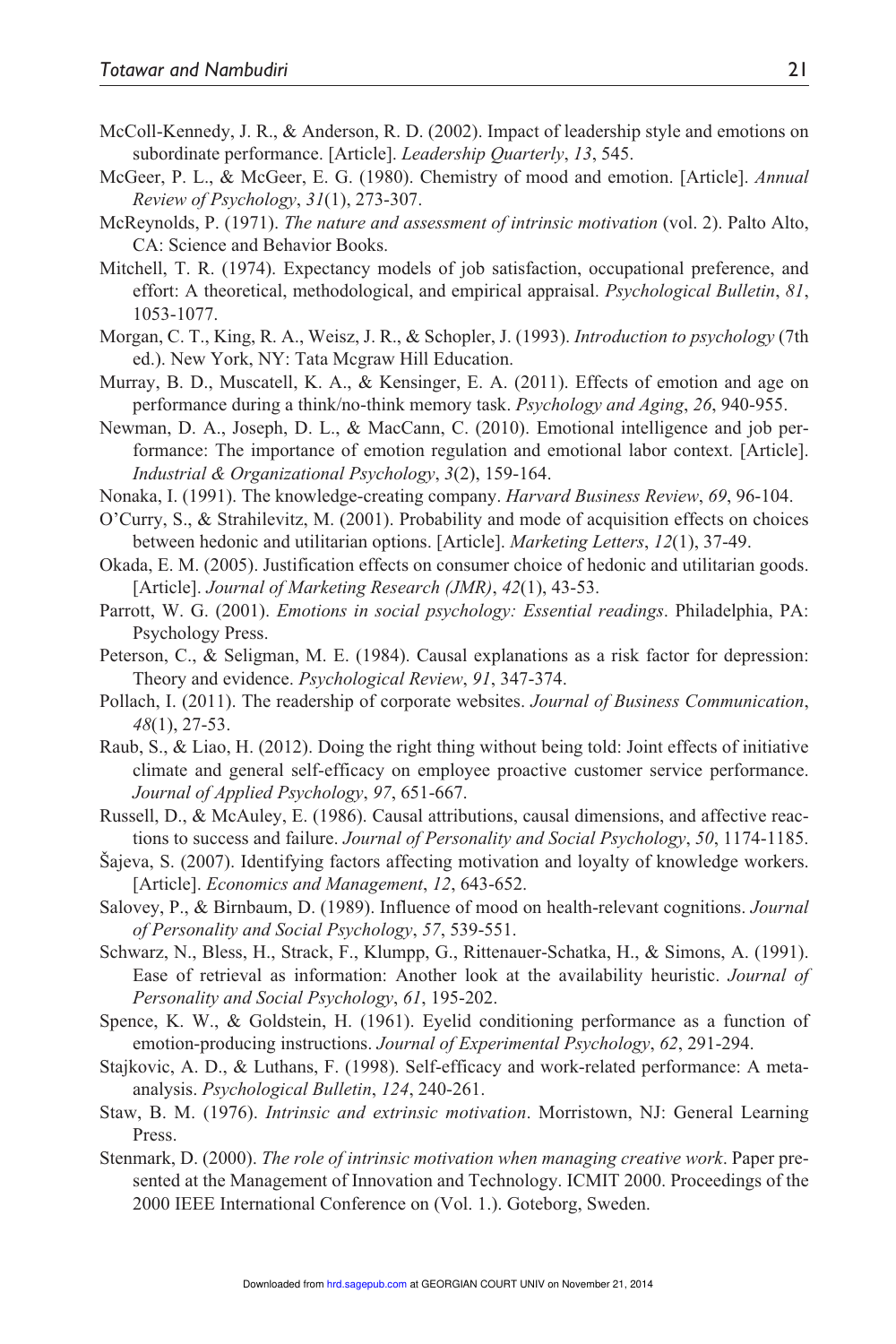McColl-Kennedy, J. R., & Anderson, R. D. (2002). Impact of leadership style and emotions on subordinate performance. [Article]. *Leadership Quarterly*, *13*, 545.

McGeer, P. L., & McGeer, E. G. (1980). Chemistry of mood and emotion. [Article]. *Annual Review of Psychology*, *31*(1), 273-307.

McReynolds, P. (1971). *The nature and assessment of intrinsic motivation* (vol. 2). Palto Alto, CA: Science and Behavior Books.

Mitchell, T. R. (1974). Expectancy models of job satisfaction, occupational preference, and effort: A theoretical, methodological, and empirical appraisal. *Psychological Bulletin*, *81*, 1053-1077.

Morgan, C. T., King, R. A., Weisz, J. R., & Schopler, J. (1993). *Introduction to psychology* (7th ed.). New York, NY: Tata Mcgraw Hill Education.

Murray, B. D., Muscatell, K. A., & Kensinger, E. A. (2011). Effects of emotion and age on performance during a think/no-think memory task. *Psychology and Aging*, *26*, 940-955.

Newman, D. A., Joseph, D. L., & MacCann, C. (2010). Emotional intelligence and job performance: The importance of emotion regulation and emotional labor context. [Article]. *Industrial & Organizational Psychology*, *3*(2), 159-164.

Nonaka, I. (1991). The knowledge-creating company. *Harvard Business Review*, *69*, 96-104.

O'Curry, S., & Strahilevitz, M. (2001). Probability and mode of acquisition effects on choices between hedonic and utilitarian options. [Article]. *Marketing Letters*, *12*(1), 37-49.

Okada, E. M. (2005). Justification effects on consumer choice of hedonic and utilitarian goods. [Article]. *Journal of Marketing Research (JMR)*, *42*(1), 43-53.

Parrott, W. G. (2001). *Emotions in social psychology: Essential readings*. Philadelphia, PA: Psychology Press.

Peterson, C., & Seligman, M. E. (1984). Causal explanations as a risk factor for depression: Theory and evidence. *Psychological Review*, *91*, 347-374.

Pollach, I. (2011). The readership of corporate websites. *Journal of Business Communication*, *48*(1), 27-53.

Raub, S., & Liao, H. (2012). Doing the right thing without being told: Joint effects of initiative climate and general self-efficacy on employee proactive customer service performance. *Journal of Applied Psychology*, *97*, 651-667.

Russell, D., & McAuley, E. (1986). Causal attributions, causal dimensions, and affective reactions to success and failure. *Journal of Personality and Social Psychology*, *50*, 1174-1185.

Šajeva, S. (2007). Identifying factors affecting motivation and loyalty of knowledge workers. [Article]. *Economics and Management*, *12*, 643-652.

Salovey, P., & Birnbaum, D. (1989). Influence of mood on health-relevant cognitions. *Journal of Personality and Social Psychology*, *57*, 539-551.

Schwarz, N., Bless, H., Strack, F., Klumpp, G., Rittenauer-Schatka, H., & Simons, A. (1991). Ease of retrieval as information: Another look at the availability heuristic. *Journal of Personality and Social Psychology*, *61*, 195-202.

Spence, K. W., & Goldstein, H. (1961). Eyelid conditioning performance as a function of emotion-producing instructions. *Journal of Experimental Psychology*, *62*, 291-294.

Stajkovic, A. D., & Luthans, F. (1998). Self-efficacy and work-related performance: A meta-analysis. *Psychological Bulletin*, *124*, 240-261.

Staw, B. M. (1976). *Intrinsic and extrinsic motivation*. Morristown, NJ: General Learning Press.

Stenmark, D. (2000). *The role of intrinsic motivation when managing creative work*. Paper presented at the Management of Innovation and Technology. ICMIT 2000. Proceedings of the 2000 IEEE International Conference on (Vol. 1.). Goteborg, Sweden.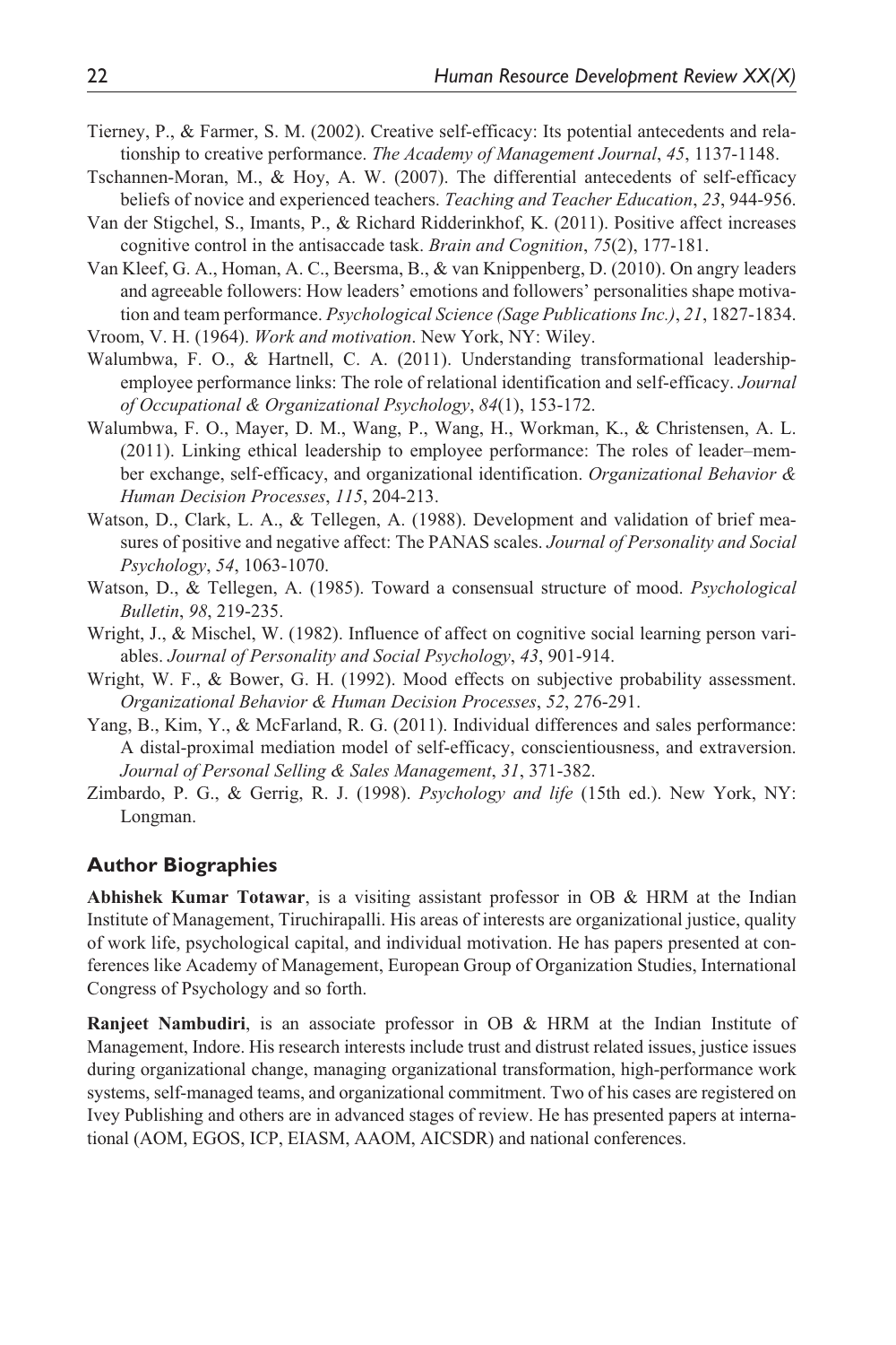Tierney, P., & Farmer, S. M. (2002). Creative self-efficacy: Its potential antecedents and relationship to creative performance. *The Academy of Management Journal*, *45*, 1137-1148.

Tschannen-Moran, M., & Hoy, A. W. (2007). The differential antecedents of self-efficacy beliefs of novice and experienced teachers. *Teaching and Teacher Education*, *23*, 944-956.

Van der Stigchel, S., Imants, P., & Richard Ridderinkhof, K. (2011). Positive affect increases cognitive control in the antisaccade task. *Brain and Cognition*, *75*(2), 177-181.

Van Kleef, G. A., Homan, A. C., Beersma, B., & van Knippenberg, D. (2010). On angry leaders and agreeable followers: How leaders' emotions and followers' personalities shape motivation and team performance. *Psychological Science (Sage Publications Inc.)*, *21*, 1827-1834.

Vroom, V. H. (1964). *Work and motivation*. New York, NY: Wiley.

Walumbwa, F. O., & Hartnell, C. A. (2011). Understanding transformational leadership-employee performance links: The role of relational identification and self-efficacy. *Journal of Occupational & Organizational Psychology*, *84*(1), 153-172.

Walumbwa, F. O., Mayer, D. M., Wang, P., Wang, H., Workman, K., & Christensen, A. L. (2011). Linking ethical leadership to employee performance: The roles of leader–member exchange, self-efficacy, and organizational identification. *Organizational Behavior & Human Decision Processes*, *115*, 204-213.

Watson, D., Clark, L. A., & Tellegen, A. (1988). Development and validation of brief measures of positive and negative affect: The PANAS scales. *Journal of Personality and Social Psychology*, *54*, 1063-1070.

Watson, D., & Tellegen, A. (1985). Toward a consensual structure of mood. *Psychological Bulletin*, *98*, 219-235.

Wright, J., & Mischel, W. (1982). Influence of affect on cognitive social learning person variables. *Journal of Personality and Social Psychology*, *43*, 901-914.

Wright, W. F., & Bower, G. H. (1992). Mood effects on subjective probability assessment. *Organizational Behavior & Human Decision Processes*, *52*, 276-291.

Yang, B., Kim, Y., & McFarland, R. G. (2011). Individual differences and sales performance: A distal-proximal mediation model of self-efficacy, conscientiousness, and extraversion. *Journal of Personal Selling & Sales Management*, *31*, 371-382.

Zimbardo, P. G., & Gerrig, R. J. (1998). *Psychology and life* (15th ed.). New York, NY: Longman.

## Author Biographies

**Abhishek Kumar Totawar**, is a visiting assistant professor in OB & HRM at the Indian Institute of Management, Tiruchirapalli. His areas of interests are organizational justice, quality of work life, psychological capital, and individual motivation. He has papers presented at conferences like Academy of Management, European Group of Organization Studies, International Congress of Psychology and so forth.

**Ranjeet Nambudiri**, is an associate professor in OB & HRM at the Indian Institute of Management, Indore. His research interests include trust and distrust related issues, justice issues during organizational change, managing organizational transformation, high-performance work systems, self-managed teams, and organizational commitment. Two of his cases are registered on Ivey Publishing and others are in advanced stages of review. He has presented papers at international (AOM, EGOS, ICP, EIASM, AAOM, AICSDR) and national conferences.